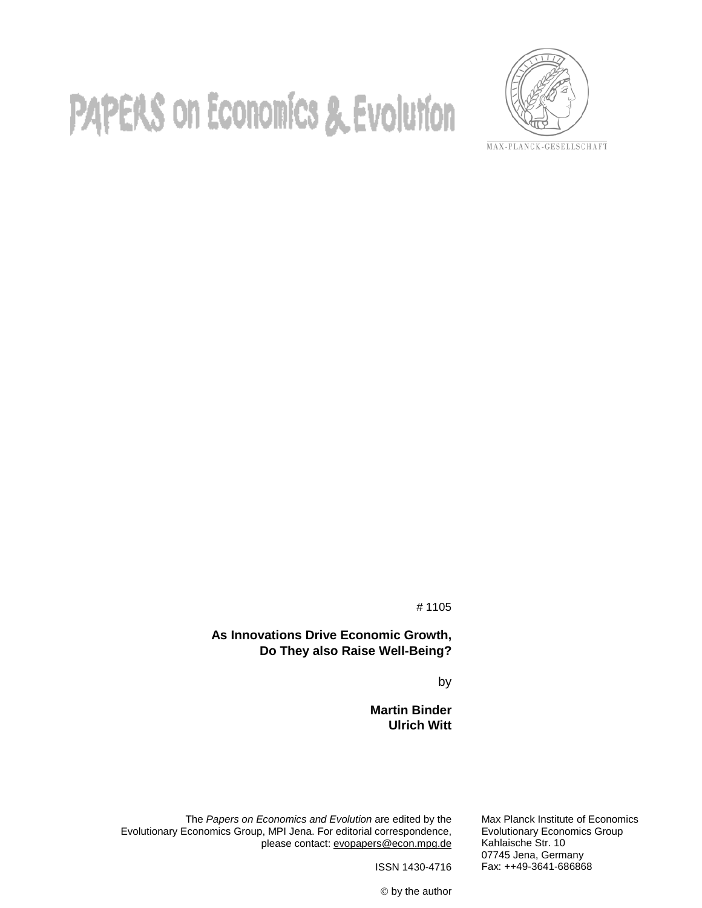# PAPERS on Economics & Evolution

MAX-PLANCK-GESELLSCHAFT

# 1105

**As Innovations Drive Economic Growth, Do They also Raise Well-Being?**

by

**Martin Binder**
**Ulrich Witt**

The *Papers on Economics and Evolution* are edited by the Evolutionary Economics Group, MPI Jena. For editorial correspondence, please contact: evopapers@econ.mpg.de

ISSN 1430-4716

© by the author

Max Planck Institute of Economics
Evolutionary Economics Group
Kahlaische Str. 10
07745 Jena, Germany
Fax: ++49-3641-686868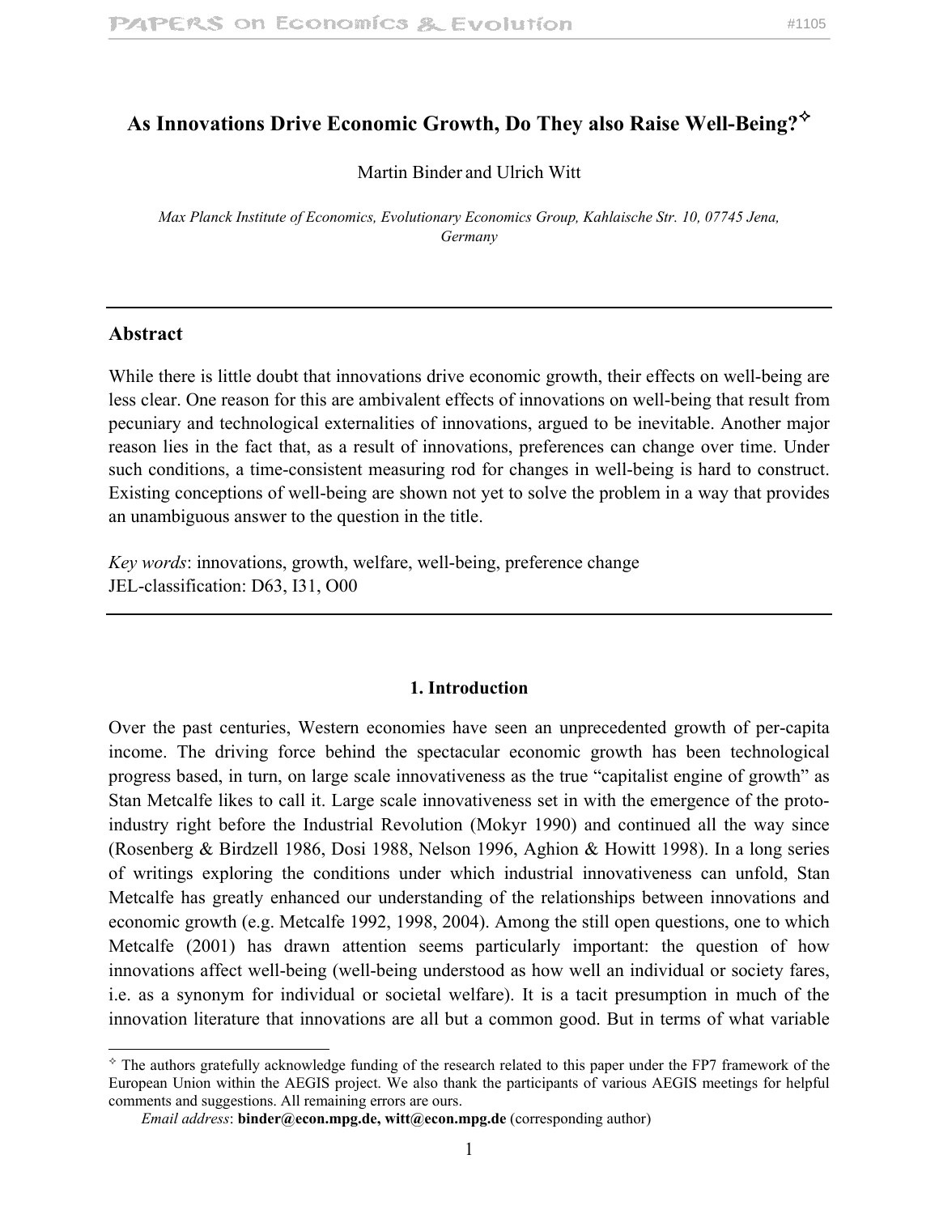# As Innovations Drive Economic Growth, Do They also Raise Well-Being?✧

Martin Binder and Ulrich Witt

*Max Planck Institute of Economics, Evolutionary Economics Group, Kahlaische Str. 10, 07745 Jena, Germany*

---

## Abstract

While there is little doubt that innovations drive economic growth, their effects on well-being are less clear. One reason for this are ambivalent effects of innovations on well-being that result from pecuniary and technological externalities of innovations, argued to be inevitable. Another major reason lies in the fact that, as a result of innovations, preferences can change over time. Under such conditions, a time-consistent measuring rod for changes in well-being is hard to construct. Existing conceptions of well-being are shown not yet to solve the problem in a way that provides an unambiguous answer to the question in the title.

*Key words*: innovations, growth, welfare, well-being, preference change
JEL-classification: D63, I31, O00

---

## 1. Introduction

Over the past centuries, Western economies have seen an unprecedented growth of per-capita income. The driving force behind the spectacular economic growth has been technological progress based, in turn, on large scale innovativeness as the true "capitalist engine of growth" as Stan Metcalfe likes to call it. Large scale innovativeness set in with the emergence of the proto-industry right before the Industrial Revolution (Mokyr 1990) and continued all the way since (Rosenberg & Birdzell 1986, Dosi 1988, Nelson 1996, Aghion & Howitt 1998). In a long series of writings exploring the conditions under which industrial innovativeness can unfold, Stan Metcalfe has greatly enhanced our understanding of the relationships between innovations and economic growth (e.g. Metcalfe 1992, 1998, 2004). Among the still open questions, one to which Metcalfe (2001) has drawn attention seems particularly important: the question of how innovations affect well-being (well-being understood as how well an individual or society fares, i.e. as a synonym for individual or societal welfare). It is a tacit presumption in much of the innovation literature that innovations are all but a common good. But in terms of what variable

---

✧ The authors gratefully acknowledge funding of the research related to this paper under the FP7 framework of the European Union within the AEGIS project. We also thank the participants of various AEGIS meetings for helpful comments and suggestions. All remaining errors are ours.

*Email address*: **binder@econ.mpg.de, witt@econ.mpg.de** (corresponding author)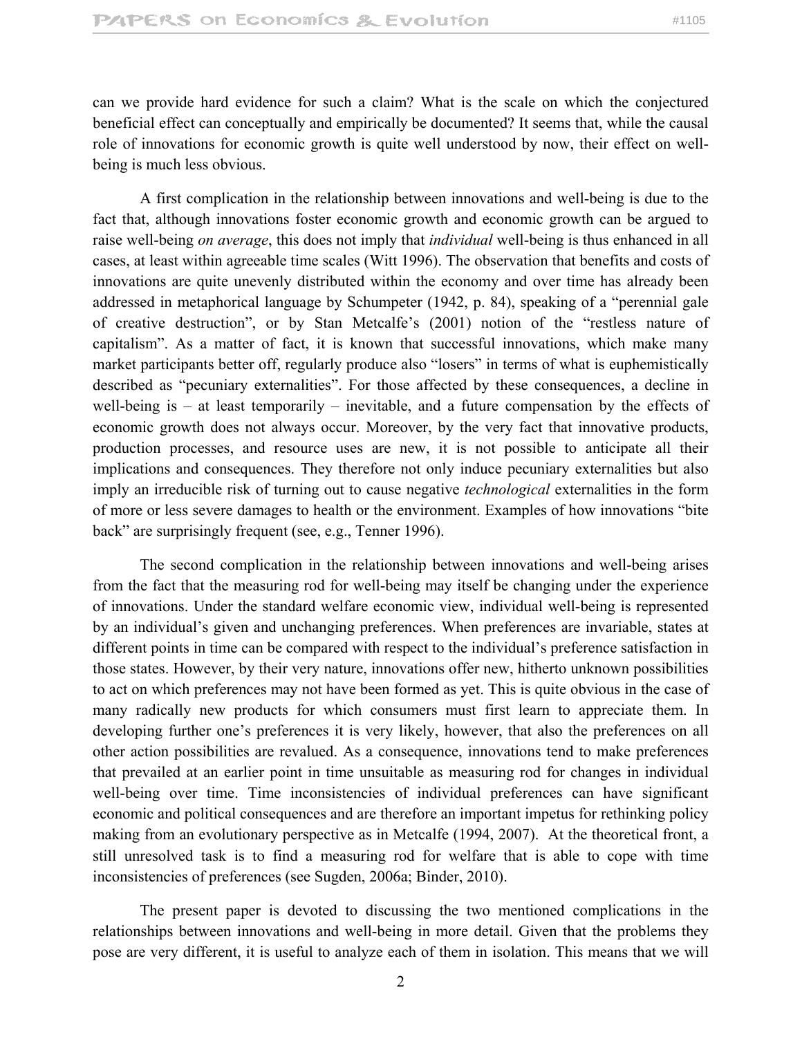can we provide hard evidence for such a claim? What is the scale on which the conjectured beneficial effect can conceptually and empirically be documented? It seems that, while the causal role of innovations for economic growth is quite well understood by now, their effect on well-being is much less obvious.

A first complication in the relationship between innovations and well-being is due to the fact that, although innovations foster economic growth and economic growth can be argued to raise well-being *on average*, this does not imply that *individual* well-being is thus enhanced in all cases, at least within agreeable time scales (Witt 1996). The observation that benefits and costs of innovations are quite unevenly distributed within the economy and over time has already been addressed in metaphorical language by Schumpeter (1942, p. 84), speaking of a "perennial gale of creative destruction", or by Stan Metcalfe's (2001) notion of the "restless nature of capitalism". As a matter of fact, it is known that successful innovations, which make many market participants better off, regularly produce also "losers" in terms of what is euphemistically described as "pecuniary externalities". For those affected by these consequences, a decline in well-being is – at least temporarily – inevitable, and a future compensation by the effects of economic growth does not always occur. Moreover, by the very fact that innovative products, production processes, and resource uses are new, it is not possible to anticipate all their implications and consequences. They therefore not only induce pecuniary externalities but also imply an irreducible risk of turning out to cause negative *technological* externalities in the form of more or less severe damages to health or the environment. Examples of how innovations "bite back" are surprisingly frequent (see, e.g., Tenner 1996).

The second complication in the relationship between innovations and well-being arises from the fact that the measuring rod for well-being may itself be changing under the experience of innovations. Under the standard welfare economic view, individual well-being is represented by an individual's given and unchanging preferences. When preferences are invariable, states at different points in time can be compared with respect to the individual's preference satisfaction in those states. However, by their very nature, innovations offer new, hitherto unknown possibilities to act on which preferences may not have been formed as yet. This is quite obvious in the case of many radically new products for which consumers must first learn to appreciate them. In developing further one's preferences it is very likely, however, that also the preferences on all other action possibilities are revalued. As a consequence, innovations tend to make preferences that prevailed at an earlier point in time unsuitable as measuring rod for changes in individual well-being over time. Time inconsistencies of individual preferences can have significant economic and political consequences and are therefore an important impetus for rethinking policy making from an evolutionary perspective as in Metcalfe (1994, 2007). At the theoretical front, a still unresolved task is to find a measuring rod for welfare that is able to cope with time inconsistencies of preferences (see Sugden, 2006a; Binder, 2010).

The present paper is devoted to discussing the two mentioned complications in the relationships between innovations and well-being in more detail. Given that the problems they pose are very different, it is useful to analyze each of them in isolation. This means that we will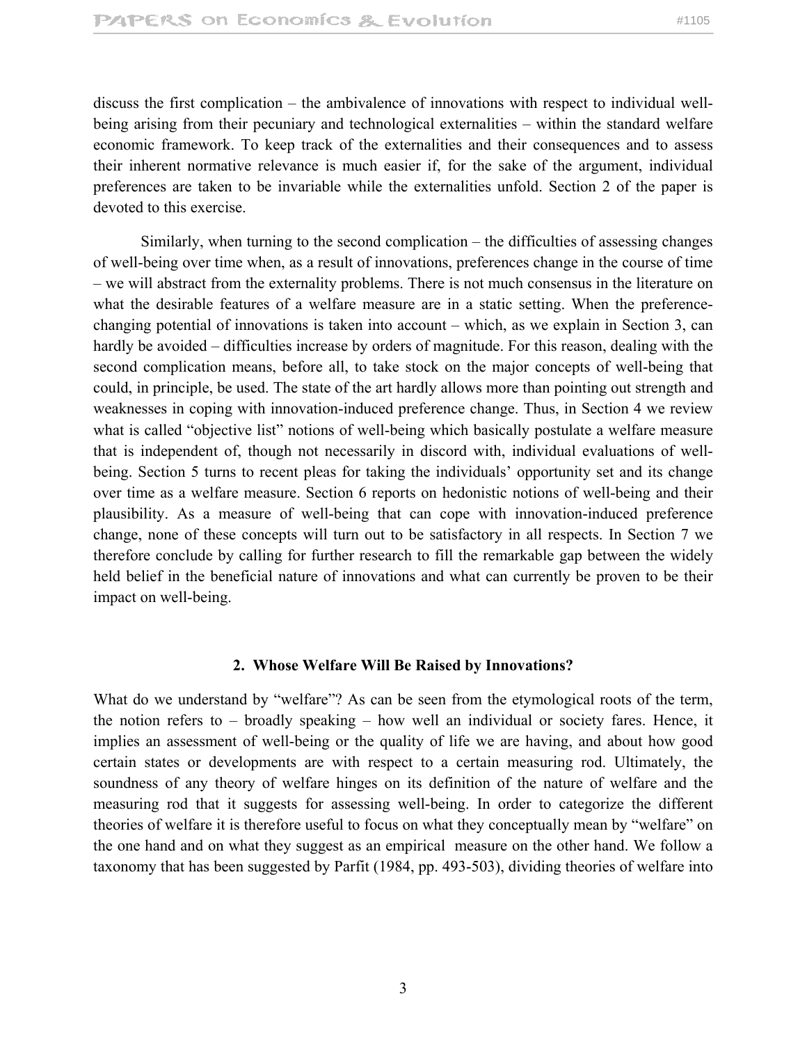discuss the first complication – the ambivalence of innovations with respect to individual well-being arising from their pecuniary and technological externalities – within the standard welfare economic framework. To keep track of the externalities and their consequences and to assess their inherent normative relevance is much easier if, for the sake of the argument, individual preferences are taken to be invariable while the externalities unfold. Section 2 of the paper is devoted to this exercise.

Similarly, when turning to the second complication – the difficulties of assessing changes of well-being over time when, as a result of innovations, preferences change in the course of time – we will abstract from the externality problems. There is not much consensus in the literature on what the desirable features of a welfare measure are in a static setting. When the preference-changing potential of innovations is taken into account – which, as we explain in Section 3, can hardly be avoided – difficulties increase by orders of magnitude. For this reason, dealing with the second complication means, before all, to take stock on the major concepts of well-being that could, in principle, be used. The state of the art hardly allows more than pointing out strength and weaknesses in coping with innovation-induced preference change. Thus, in Section 4 we review what is called "objective list" notions of well-being which basically postulate a welfare measure that is independent of, though not necessarily in discord with, individual evaluations of well-being. Section 5 turns to recent pleas for taking the individuals' opportunity set and its change over time as a welfare measure. Section 6 reports on hedonistic notions of well-being and their plausibility. As a measure of well-being that can cope with innovation-induced preference change, none of these concepts will turn out to be satisfactory in all respects. In Section 7 we therefore conclude by calling for further research to fill the remarkable gap between the widely held belief in the beneficial nature of innovations and what can currently be proven to be their impact on well-being.

## 2. Whose Welfare Will Be Raised by Innovations?

What do we understand by "welfare"? As can be seen from the etymological roots of the term, the notion refers to – broadly speaking – how well an individual or society fares. Hence, it implies an assessment of well-being or the quality of life we are having, and about how good certain states or developments are with respect to a certain measuring rod. Ultimately, the soundness of any theory of welfare hinges on its definition of the nature of welfare and the measuring rod that it suggests for assessing well-being. In order to categorize the different theories of welfare it is therefore useful to focus on what they conceptually mean by "welfare" on the one hand and on what they suggest as an empirical measure on the other hand. We follow a taxonomy that has been suggested by Parfit (1984, pp. 493-503), dividing theories of welfare into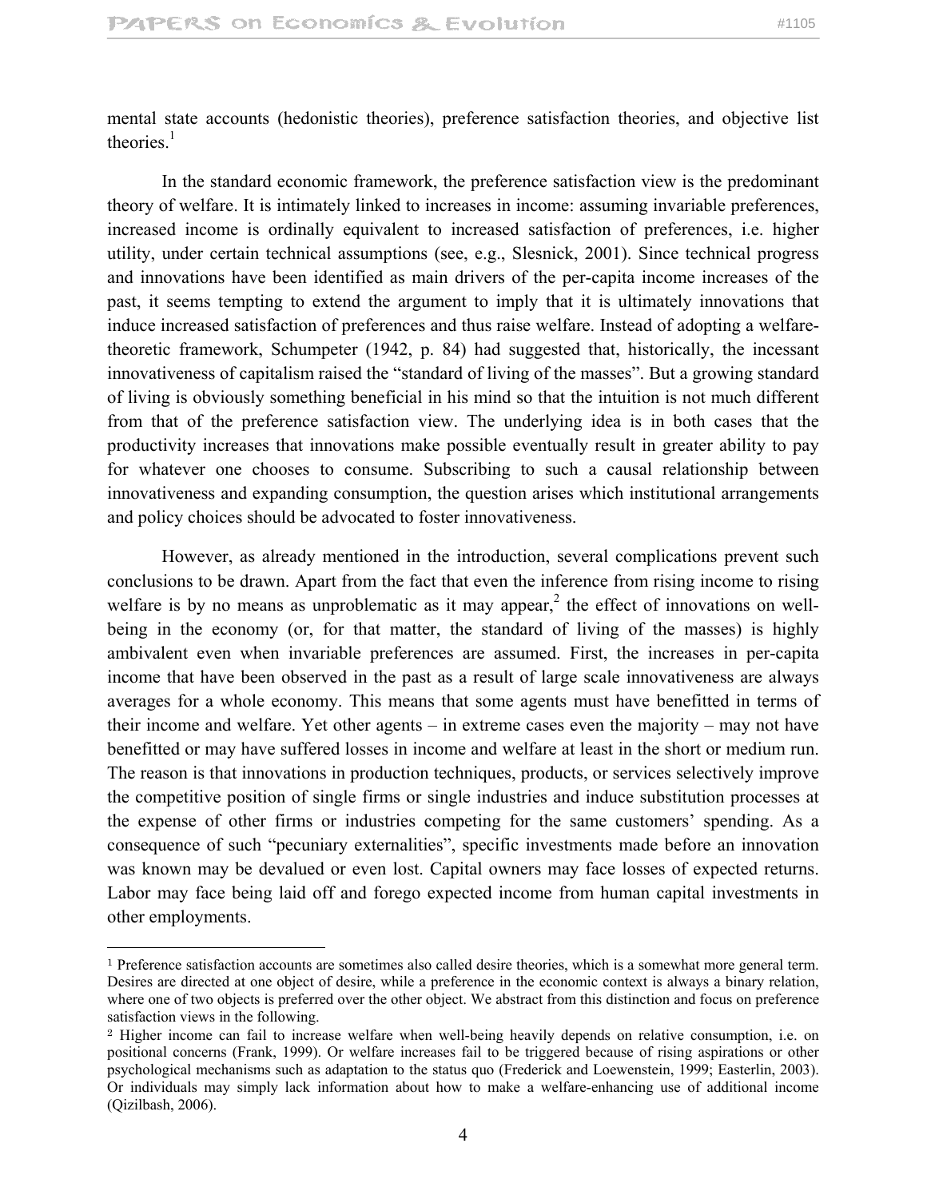mental state accounts (hedonistic theories), preference satisfaction theories, and objective list theories.[1]

In the standard economic framework, the preference satisfaction view is the predominant theory of welfare. It is intimately linked to increases in income: assuming invariable preferences, increased income is ordinally equivalent to increased satisfaction of preferences, i.e. higher utility, under certain technical assumptions (see, e.g., Slesnick, 2001). Since technical progress and innovations have been identified as main drivers of the per-capita income increases of the past, it seems tempting to extend the argument to imply that it is ultimately innovations that induce increased satisfaction of preferences and thus raise welfare. Instead of adopting a welfare-theoretic framework, Schumpeter (1942, p. 84) had suggested that, historically, the incessant innovativeness of capitalism raised the "standard of living of the masses". But a growing standard of living is obviously something beneficial in his mind so that the intuition is not much different from that of the preference satisfaction view. The underlying idea is in both cases that the productivity increases that innovations make possible eventually result in greater ability to pay for whatever one chooses to consume. Subscribing to such a causal relationship between innovativeness and expanding consumption, the question arises which institutional arrangements and policy choices should be advocated to foster innovativeness.

However, as already mentioned in the introduction, several complications prevent such conclusions to be drawn. Apart from the fact that even the inference from rising income to rising welfare is by no means as unproblematic as it may appear,[2] the effect of innovations on well-being in the economy (or, for that matter, the standard of living of the masses) is highly ambivalent even when invariable preferences are assumed. First, the increases in per-capita income that have been observed in the past as a result of large scale innovativeness are always averages for a whole economy. This means that some agents must have benefitted in terms of their income and welfare. Yet other agents – in extreme cases even the majority – may not have benefitted or may have suffered losses in income and welfare at least in the short or medium run. The reason is that innovations in production techniques, products, or services selectively improve the competitive position of single firms or single industries and induce substitution processes at the expense of other firms or industries competing for the same customers' spending. As a consequence of such "pecuniary externalities", specific investments made before an innovation was known may be devalued or even lost. Capital owners may face losses of expected returns. Labor may face being laid off and forego expected income from human capital investments in other employments.

---

[1] Preference satisfaction accounts are sometimes also called desire theories, which is a somewhat more general term. Desires are directed at one object of desire, while a preference in the economic context is always a binary relation, where one of two objects is preferred over the other object. We abstract from this distinction and focus on preference satisfaction views in the following.

[2] Higher income can fail to increase welfare when well-being heavily depends on relative consumption, i.e. on positional concerns (Frank, 1999). Or welfare increases fail to be triggered because of rising aspirations or other psychological mechanisms such as adaptation to the status quo (Frederick and Loewenstein, 1999; Easterlin, 2003). Or individuals may simply lack information about how to make a welfare-enhancing use of additional income (Qizilbash, 2006).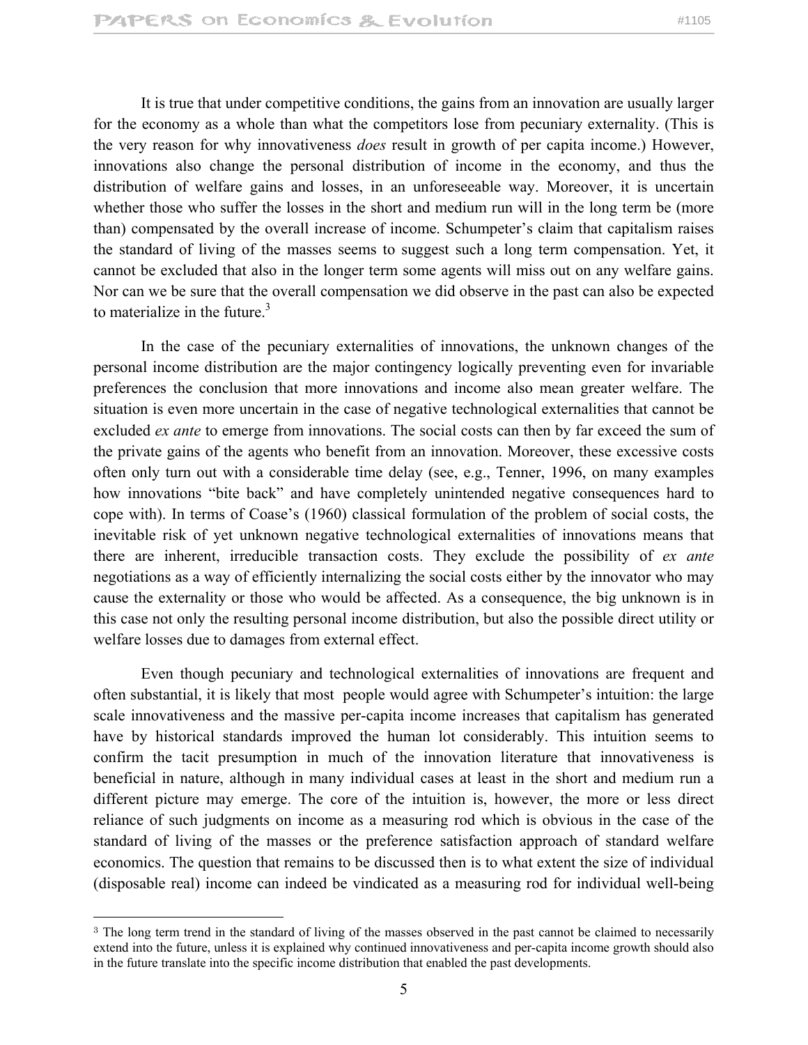It is true that under competitive conditions, the gains from an innovation are usually larger for the economy as a whole than what the competitors lose from pecuniary externality. (This is the very reason for why innovativeness *does* result in growth of per capita income.) However, innovations also change the personal distribution of income in the economy, and thus the distribution of welfare gains and losses, in an unforeseeable way. Moreover, it is uncertain whether those who suffer the losses in the short and medium run will in the long term be (more than) compensated by the overall increase of income. Schumpeter's claim that capitalism raises the standard of living of the masses seems to suggest such a long term compensation. Yet, it cannot be excluded that also in the longer term some agents will miss out on any welfare gains. Nor can we be sure that the overall compensation we did observe in the past can also be expected to materialize in the future.[3]

In the case of the pecuniary externalities of innovations, the unknown changes of the personal income distribution are the major contingency logically preventing even for invariable preferences the conclusion that more innovations and income also mean greater welfare. The situation is even more uncertain in the case of negative technological externalities that cannot be excluded *ex ante* to emerge from innovations. The social costs can then by far exceed the sum of the private gains of the agents who benefit from an innovation. Moreover, these excessive costs often only turn out with a considerable time delay (see, e.g., Tenner, 1996, on many examples how innovations "bite back" and have completely unintended negative consequences hard to cope with). In terms of Coase's (1960) classical formulation of the problem of social costs, the inevitable risk of yet unknown negative technological externalities of innovations means that there are inherent, irreducible transaction costs. They exclude the possibility of *ex ante* negotiations as a way of efficiently internalizing the social costs either by the innovator who may cause the externality or those who would be affected. As a consequence, the big unknown is in this case not only the resulting personal income distribution, but also the possible direct utility or welfare losses due to damages from external effect.

Even though pecuniary and technological externalities of innovations are frequent and often substantial, it is likely that most people would agree with Schumpeter's intuition: the large scale innovativeness and the massive per-capita income increases that capitalism has generated have by historical standards improved the human lot considerably. This intuition seems to confirm the tacit presumption in much of the innovation literature that innovativeness is beneficial in nature, although in many individual cases at least in the short and medium run a different picture may emerge. The core of the intuition is, however, the more or less direct reliance of such judgments on income as a measuring rod which is obvious in the case of the standard of living of the masses or the preference satisfaction approach of standard welfare economics. The question that remains to be discussed then is to what extent the size of individual (disposable real) income can indeed be vindicated as a measuring rod for individual well-being

[3] The long term trend in the standard of living of the masses observed in the past cannot be claimed to necessarily extend into the future, unless it is explained why continued innovativeness and per-capita income growth should also in the future translate into the specific income distribution that enabled the past developments.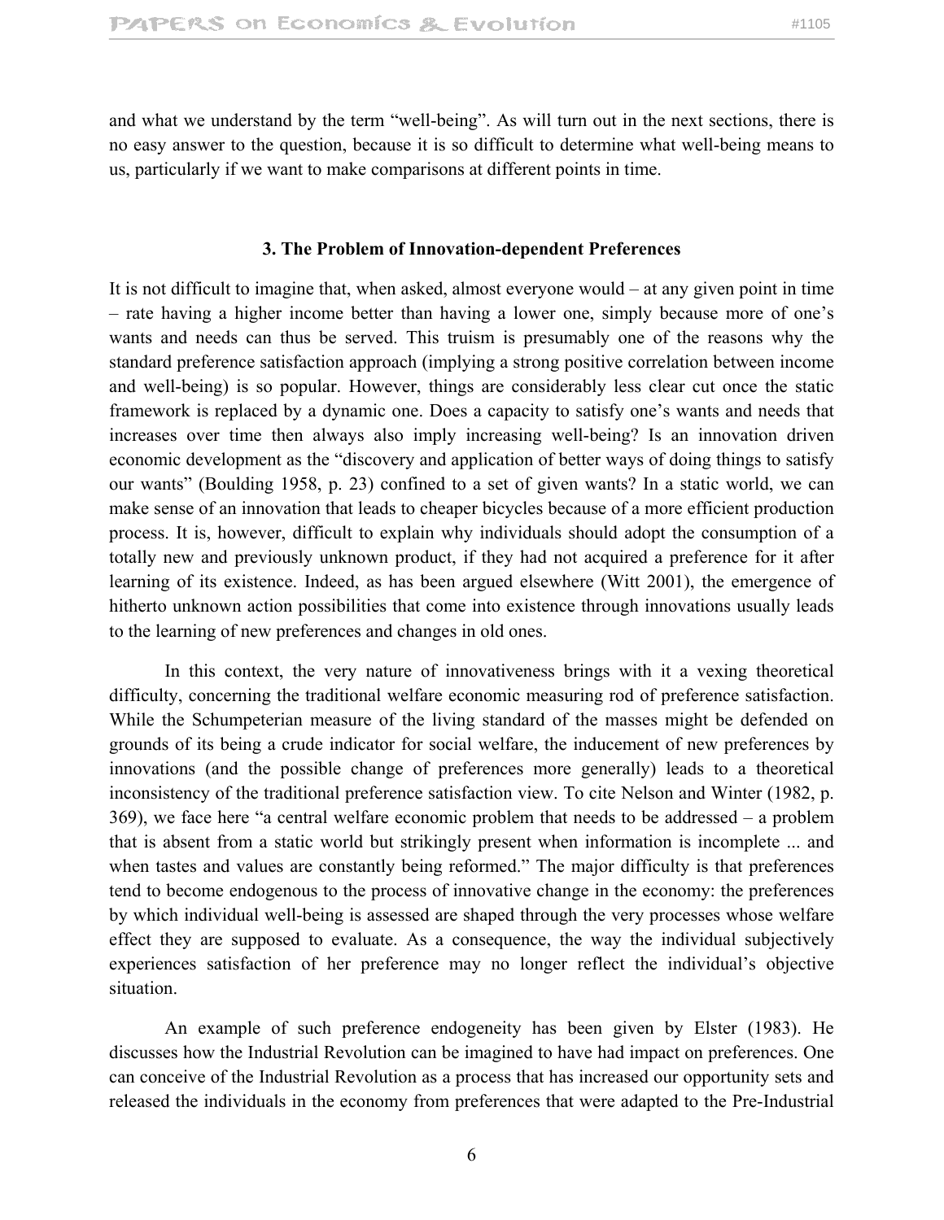and what we understand by the term "well-being". As will turn out in the next sections, there is no easy answer to the question, because it is so difficult to determine what well-being means to us, particularly if we want to make comparisons at different points in time.

## 3. The Problem of Innovation-dependent Preferences

It is not difficult to imagine that, when asked, almost everyone would – at any given point in time – rate having a higher income better than having a lower one, simply because more of one's wants and needs can thus be served. This truism is presumably one of the reasons why the standard preference satisfaction approach (implying a strong positive correlation between income and well-being) is so popular. However, things are considerably less clear cut once the static framework is replaced by a dynamic one. Does a capacity to satisfy one's wants and needs that increases over time then always also imply increasing well-being? Is an innovation driven economic development as the "discovery and application of better ways of doing things to satisfy our wants" (Boulding 1958, p. 23) confined to a set of given wants? In a static world, we can make sense of an innovation that leads to cheaper bicycles because of a more efficient production process. It is, however, difficult to explain why individuals should adopt the consumption of a totally new and previously unknown product, if they had not acquired a preference for it after learning of its existence. Indeed, as has been argued elsewhere (Witt 2001), the emergence of hitherto unknown action possibilities that come into existence through innovations usually leads to the learning of new preferences and changes in old ones.

In this context, the very nature of innovativeness brings with it a vexing theoretical difficulty, concerning the traditional welfare economic measuring rod of preference satisfaction. While the Schumpeterian measure of the living standard of the masses might be defended on grounds of its being a crude indicator for social welfare, the inducement of new preferences by innovations (and the possible change of preferences more generally) leads to a theoretical inconsistency of the traditional preference satisfaction view. To cite Nelson and Winter (1982, p. 369), we face here "a central welfare economic problem that needs to be addressed – a problem that is absent from a static world but strikingly present when information is incomplete ... and when tastes and values are constantly being reformed." The major difficulty is that preferences tend to become endogenous to the process of innovative change in the economy: the preferences by which individual well-being is assessed are shaped through the very processes whose welfare effect they are supposed to evaluate. As a consequence, the way the individual subjectively experiences satisfaction of her preference may no longer reflect the individual's objective situation.

An example of such preference endogeneity has been given by Elster (1983). He discusses how the Industrial Revolution can be imagined to have had impact on preferences. One can conceive of the Industrial Revolution as a process that has increased our opportunity sets and released the individuals in the economy from preferences that were adapted to the Pre-Industrial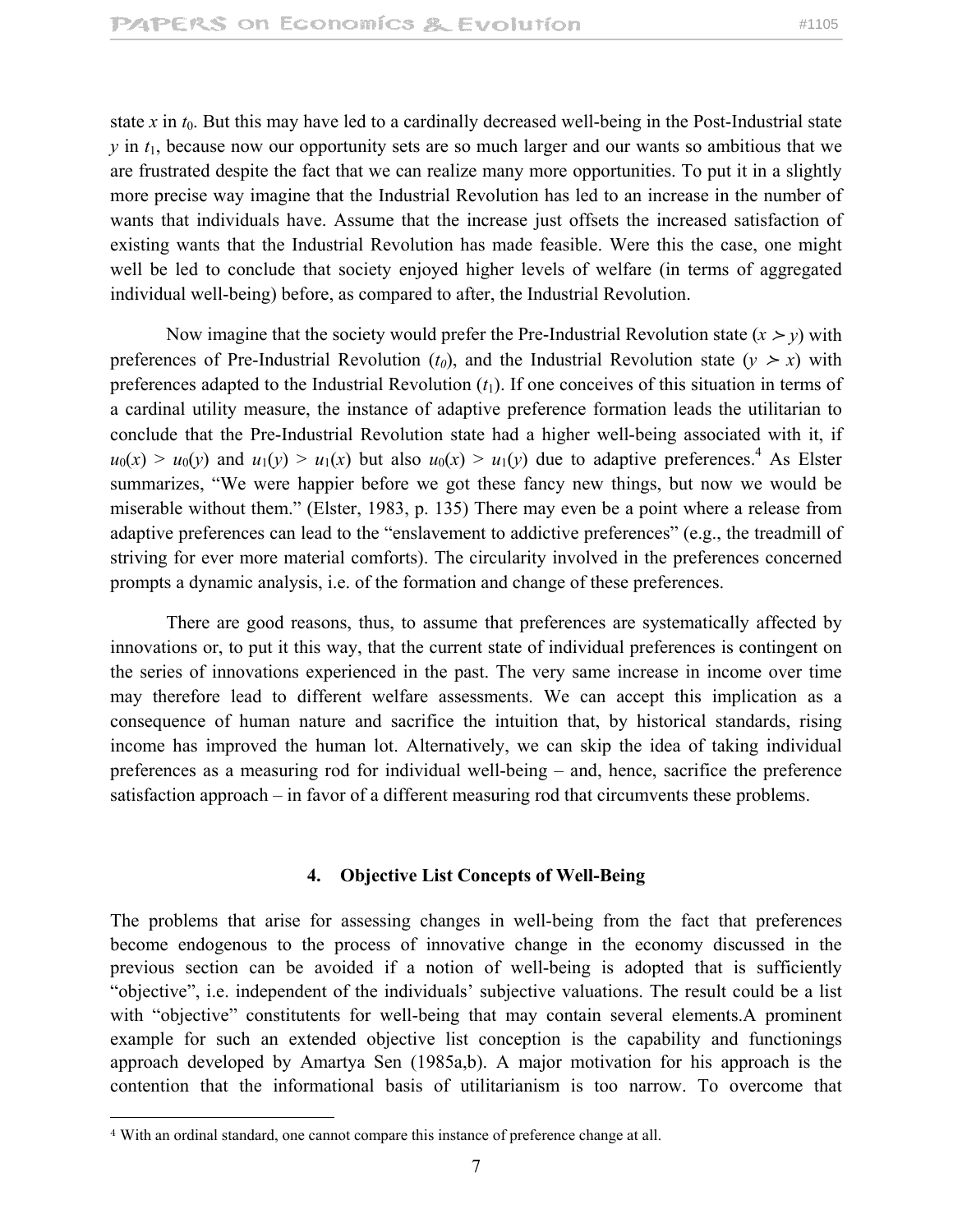state $x$ in $t_0$. But this may have led to a cardinally decreased well-being in the Post-Industrial state $y$ in $t_1$, because now our opportunity sets are so much larger and our wants so ambitious that we are frustrated despite the fact that we can realize many more opportunities. To put it in a slightly more precise way imagine that the Industrial Revolution has led to an increase in the number of wants that individuals have. Assume that the increase just offsets the increased satisfaction of existing wants that the Industrial Revolution has made feasible. Were this the case, one might well be led to conclude that society enjoyed higher levels of welfare (in terms of aggregated individual well-being) before, as compared to after, the Industrial Revolution.

Now imagine that the society would prefer the Pre-Industrial Revolution state ($x \succ y$) with preferences of Pre-Industrial Revolution ($t_0$), and the Industrial Revolution state ($y \succ x$) with preferences adapted to the Industrial Revolution ($t_1$). If one conceives of this situation in terms of a cardinal utility measure, the instance of adaptive preference formation leads the utilitarian to conclude that the Pre-Industrial Revolution state had a higher well-being associated with it, if $u_0(x) > u_0(y)$ and $u_1(y) > u_1(x)$ but also $u_0(x) > u_1(y)$ due to adaptive preferences.[4] As Elster summarizes, "We were happier before we got these fancy new things, but now we would be miserable without them." (Elster, 1983, p. 135) There may even be a point where a release from adaptive preferences can lead to the "enslavement to addictive preferences" (e.g., the treadmill of striving for ever more material comforts). The circularity involved in the preferences concerned prompts a dynamic analysis, i.e. of the formation and change of these preferences.

There are good reasons, thus, to assume that preferences are systematically affected by innovations or, to put it this way, that the current state of individual preferences is contingent on the series of innovations experienced in the past. The very same increase in income over time may therefore lead to different welfare assessments. We can accept this implication as a consequence of human nature and sacrifice the intuition that, by historical standards, rising income has improved the human lot. Alternatively, we can skip the idea of taking individual preferences as a measuring rod for individual well-being – and, hence, sacrifice the preference satisfaction approach – in favor of a different measuring rod that circumvents these problems.

## 4. Objective List Concepts of Well-Being

The problems that arise for assessing changes in well-being from the fact that preferences become endogenous to the process of innovative change in the economy discussed in the previous section can be avoided if a notion of well-being is adopted that is sufficiently "objective", i.e. independent of the individuals' subjective valuations. The result could be a list with "objective" constitutents for well-being that may contain several elements.A prominent example for such an extended objective list conception is the capability and functionings approach developed by Amartya Sen (1985a,b). A major motivation for his approach is the contention that the informational basis of utilitarianism is too narrow. To overcome that

[4] With an ordinal standard, one cannot compare this instance of preference change at all.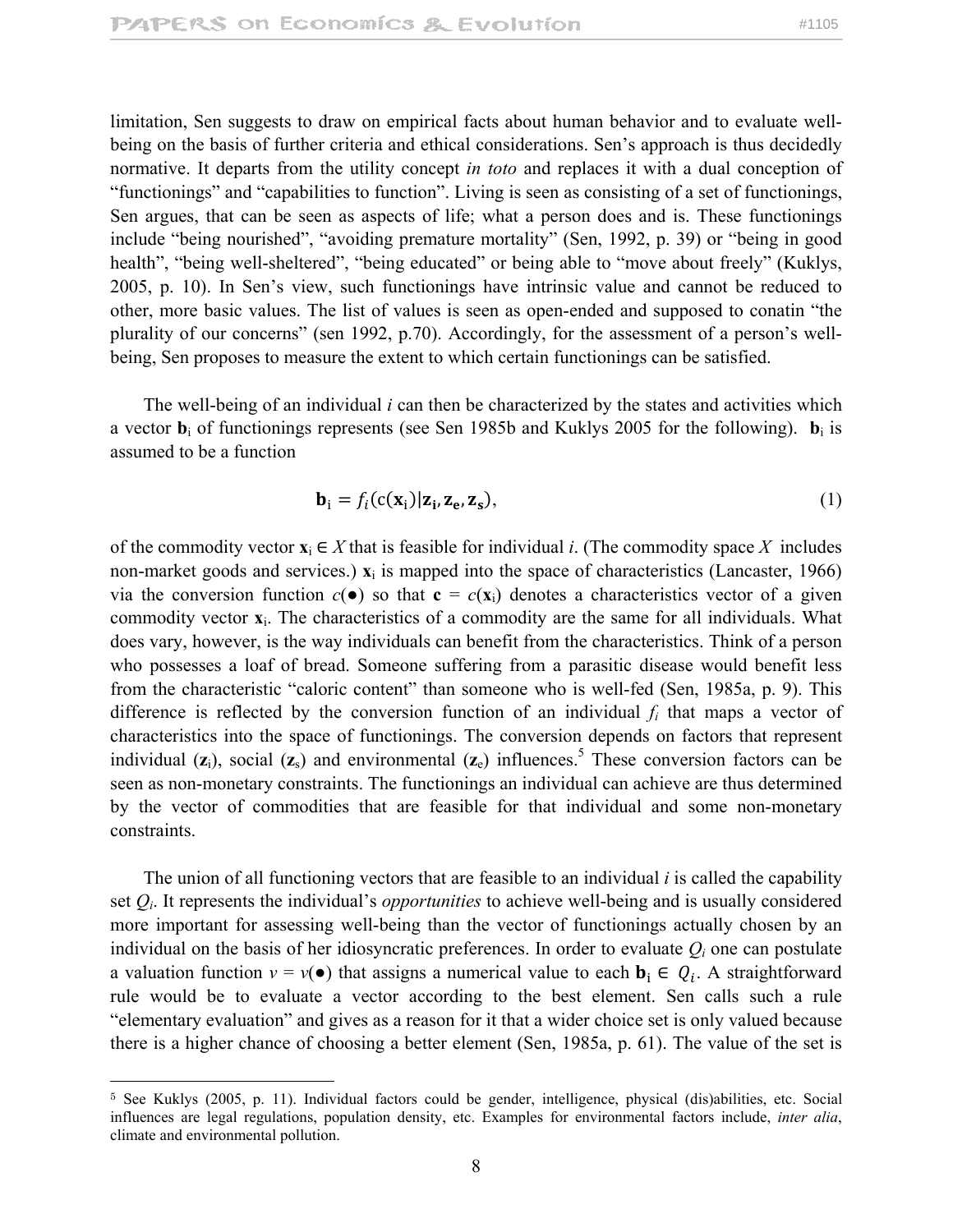limitation, Sen suggests to draw on empirical facts about human behavior and to evaluate well-being on the basis of further criteria and ethical considerations. Sen's approach is thus decidedly normative. It departs from the utility concept *in toto* and replaces it with a dual conception of "functionings" and "capabilities to function". Living is seen as consisting of a set of functionings, Sen argues, that can be seen as aspects of life; what a person does and is. These functionings include "being nourished", "avoiding premature mortality" (Sen, 1992, p. 39) or "being in good health", "being well-sheltered", "being educated" or being able to "move about freely" (Kuklys, 2005, p. 10). In Sen's view, such functionings have intrinsic value and cannot be reduced to other, more basic values. The list of values is seen as open-ended and supposed to conatin "the plurality of our concerns" (sen 1992, p.70). Accordingly, for the assessment of a person's well-being, Sen proposes to measure the extent to which certain functionings can be satisfied.

The well-being of an individual $i$ can then be characterized by the states and activities which a vector $\mathbf{b}_i$ of functionings represents (see Sen 1985b and Kuklys 2005 for the following). $\mathbf{b}_i$ is assumed to be a function

$$\mathbf{b}_i = f_i(c(\mathbf{x}_i)|\mathbf{z}_i, \mathbf{z}_e, \mathbf{z}_s), \tag{1}$$

of the commodity vector $\mathbf{x}_i \in X$ that is feasible for individual $i$. (The commodity space $X$ includes non-market goods and services.) $\mathbf{x}_i$ is mapped into the space of characteristics (Lancaster, 1966) via the conversion function $c(\bullet)$ so that $\mathbf{c} = c(\mathbf{x}_i)$ denotes a characteristics vector of a given commodity vector $\mathbf{x}_i$. The characteristics of a commodity are the same for all individuals. What does vary, however, is the way individuals can benefit from the characteristics. Think of a person who possesses a loaf of bread. Someone suffering from a parasitic disease would benefit less from the characteristic "caloric content" than someone who is well-fed (Sen, 1985a, p. 9). This difference is reflected by the conversion function of an individual $f_i$ that maps a vector of characteristics into the space of functionings. The conversion depends on factors that represent individual ($\mathbf{z}_i$), social ($\mathbf{z}_s$) and environmental ($\mathbf{z}_e$) influences.[5] These conversion factors can be seen as non-monetary constraints. The functionings an individual can achieve are thus determined by the vector of commodities that are feasible for that individual and some non-monetary constraints.

The union of all functioning vectors that are feasible to an individual $i$ is called the capability set $Q_i$. It represents the individual's *opportunities* to achieve well-being and is usually considered more important for assessing well-being than the vector of functionings actually chosen by an individual on the basis of her idiosyncratic preferences. In order to evaluate $Q_i$ one can postulate a valuation function $v = v(\bullet)$ that assigns a numerical value to each $\mathbf{b}_i \in Q_i$. A straightforward rule would be to evaluate a vector according to the best element. Sen calls such a rule "elementary evaluation" and gives as a reason for it that a wider choice set is only valued because there is a higher chance of choosing a better element (Sen, 1985a, p. 61). The value of the set is

---

[5] See Kuklys (2005, p. 11). Individual factors could be gender, intelligence, physical (dis)abilities, etc. Social influences are legal regulations, population density, etc. Examples for environmental factors include, *inter alia*, climate and environmental pollution.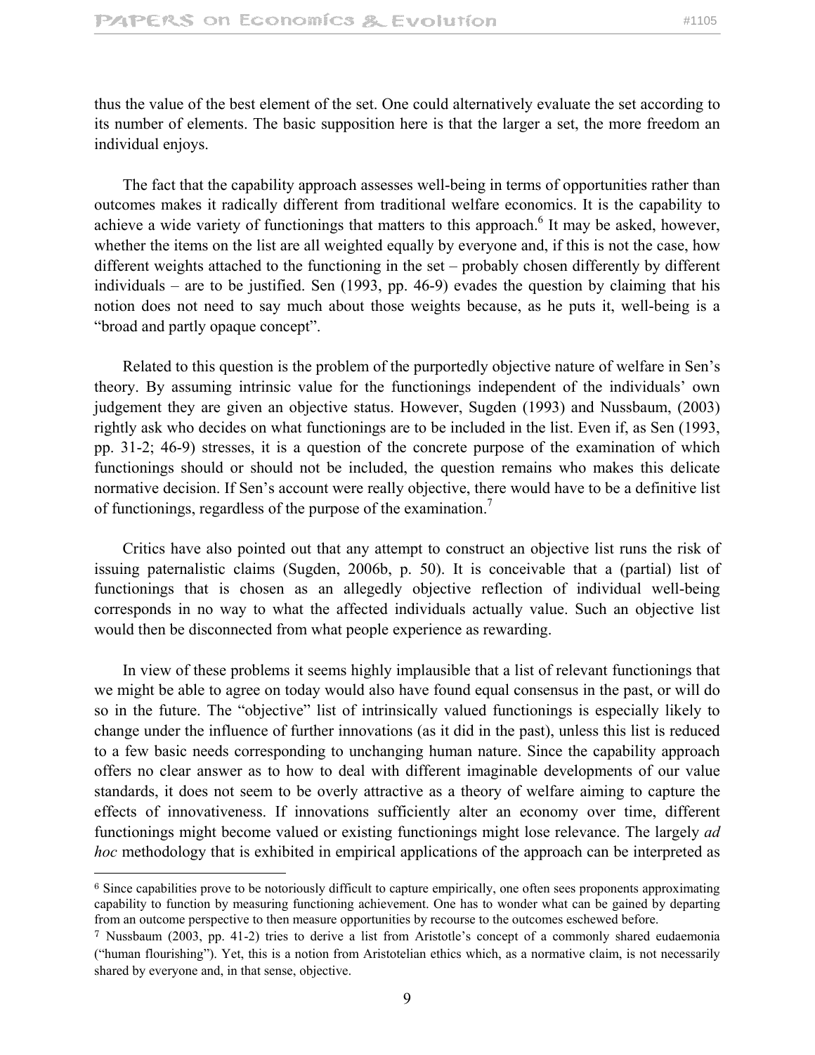thus the value of the best element of the set. One could alternatively evaluate the set according to its number of elements. The basic supposition here is that the larger a set, the more freedom an individual enjoys.

The fact that the capability approach assesses well-being in terms of opportunities rather than outcomes makes it radically different from traditional welfare economics. It is the capability to achieve a wide variety of functionings that matters to this approach.[6] It may be asked, however, whether the items on the list are all weighted equally by everyone and, if this is not the case, how different weights attached to the functioning in the set – probably chosen differently by different individuals – are to be justified. Sen (1993, pp. 46-9) evades the question by claiming that his notion does not need to say much about those weights because, as he puts it, well-being is a "broad and partly opaque concept".

Related to this question is the problem of the purportedly objective nature of welfare in Sen's theory. By assuming intrinsic value for the functionings independent of the individuals' own judgement they are given an objective status. However, Sugden (1993) and Nussbaum, (2003) rightly ask who decides on what functionings are to be included in the list. Even if, as Sen (1993, pp. 31-2; 46-9) stresses, it is a question of the concrete purpose of the examination of which functionings should or should not be included, the question remains who makes this delicate normative decision. If Sen's account were really objective, there would have to be a definitive list of functionings, regardless of the purpose of the examination.[7]

Critics have also pointed out that any attempt to construct an objective list runs the risk of issuing paternalistic claims (Sugden, 2006b, p. 50). It is conceivable that a (partial) list of functionings that is chosen as an allegedly objective reflection of individual well-being corresponds in no way to what the affected individuals actually value. Such an objective list would then be disconnected from what people experience as rewarding.

In view of these problems it seems highly implausible that a list of relevant functionings that we might be able to agree on today would also have found equal consensus in the past, or will do so in the future. The "objective" list of intrinsically valued functionings is especially likely to change under the influence of further innovations (as it did in the past), unless this list is reduced to a few basic needs corresponding to unchanging human nature. Since the capability approach offers no clear answer as to how to deal with different imaginable developments of our value standards, it does not seem to be overly attractive as a theory of welfare aiming to capture the effects of innovativeness. If innovations sufficiently alter an economy over time, different functionings might become valued or existing functionings might lose relevance. The largely *ad hoc* methodology that is exhibited in empirical applications of the approach can be interpreted as

---

[6] Since capabilities prove to be notoriously difficult to capture empirically, one often sees proponents approximating capability to function by measuring functioning achievement. One has to wonder what can be gained by departing from an outcome perspective to then measure opportunities by recourse to the outcomes eschewed before.

[7] Nussbaum (2003, pp. 41-2) tries to derive a list from Aristotle's concept of a commonly shared eudaemonia ("human flourishing"). Yet, this is a notion from Aristotelian ethics which, as a normative claim, is not necessarily shared by everyone and, in that sense, objective.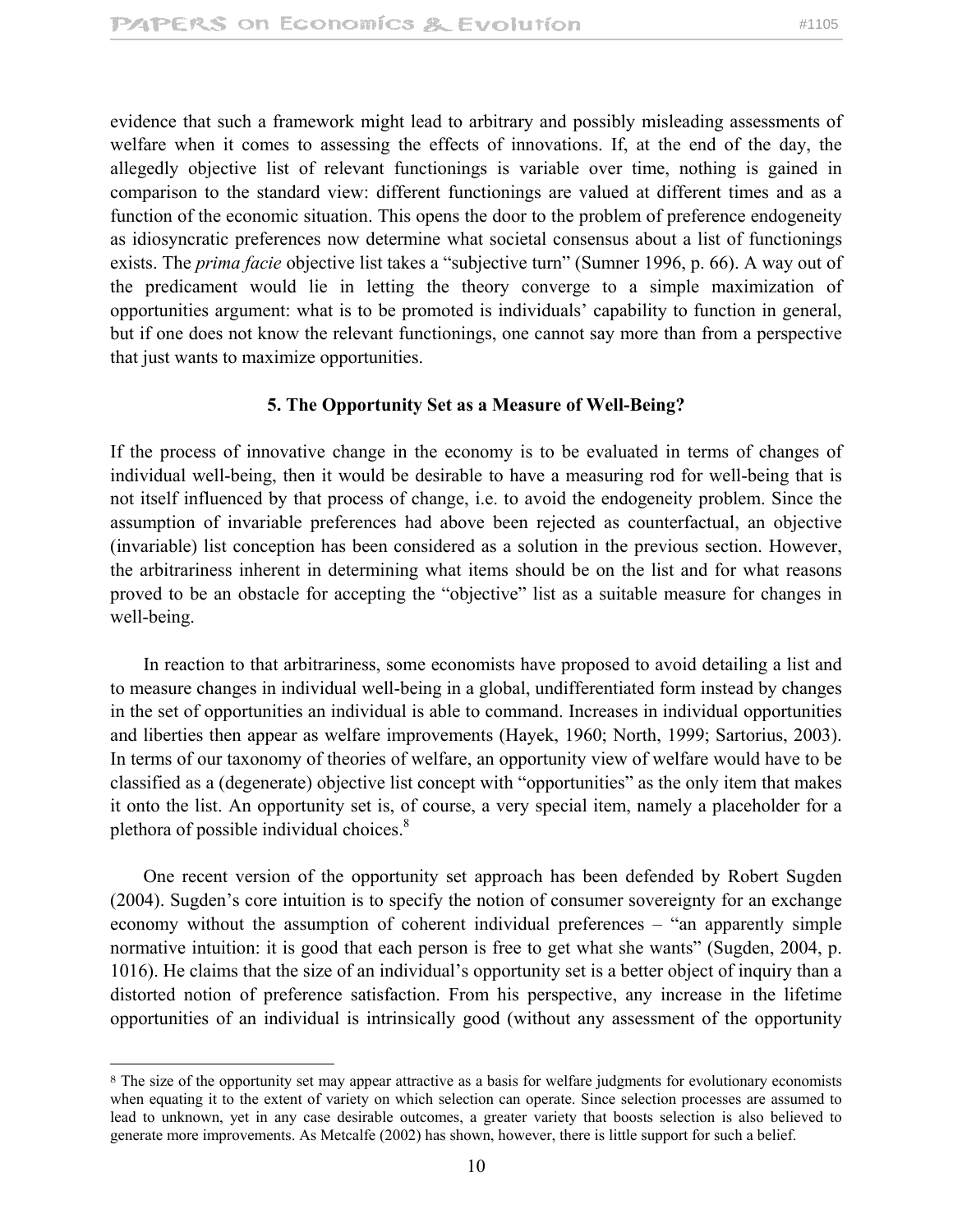evidence that such a framework might lead to arbitrary and possibly misleading assessments of welfare when it comes to assessing the effects of innovations. If, at the end of the day, the allegedly objective list of relevant functionings is variable over time, nothing is gained in comparison to the standard view: different functionings are valued at different times and as a function of the economic situation. This opens the door to the problem of preference endogeneity as idiosyncratic preferences now determine what societal consensus about a list of functionings exists. The *prima facie* objective list takes a "subjective turn" (Sumner 1996, p. 66). A way out of the predicament would lie in letting the theory converge to a simple maximization of opportunities argument: what is to be promoted is individuals' capability to function in general, but if one does not know the relevant functionings, one cannot say more than from a perspective that just wants to maximize opportunities.

## 5. The Opportunity Set as a Measure of Well-Being?

If the process of innovative change in the economy is to be evaluated in terms of changes of individual well-being, then it would be desirable to have a measuring rod for well-being that is not itself influenced by that process of change, i.e. to avoid the endogeneity problem. Since the assumption of invariable preferences had above been rejected as counterfactual, an objective (invariable) list conception has been considered as a solution in the previous section. However, the arbitrariness inherent in determining what items should be on the list and for what reasons proved to be an obstacle for accepting the "objective" list as a suitable measure for changes in well-being.

In reaction to that arbitrariness, some economists have proposed to avoid detailing a list and to measure changes in individual well-being in a global, undifferentiated form instead by changes in the set of opportunities an individual is able to command. Increases in individual opportunities and liberties then appear as welfare improvements (Hayek, 1960; North, 1999; Sartorius, 2003). In terms of our taxonomy of theories of welfare, an opportunity view of welfare would have to be classified as a (degenerate) objective list concept with "opportunities" as the only item that makes it onto the list. An opportunity set is, of course, a very special item, namely a placeholder for a plethora of possible individual choices.[8]

One recent version of the opportunity set approach has been defended by Robert Sugden (2004). Sugden's core intuition is to specify the notion of consumer sovereignty for an exchange economy without the assumption of coherent individual preferences – "an apparently simple normative intuition: it is good that each person is free to get what she wants" (Sugden, 2004, p. 1016). He claims that the size of an individual's opportunity set is a better object of inquiry than a distorted notion of preference satisfaction. From his perspective, any increase in the lifetime opportunities of an individual is intrinsically good (without any assessment of the opportunity

---

[8] The size of the opportunity set may appear attractive as a basis for welfare judgments for evolutionary economists when equating it to the extent of variety on which selection can operate. Since selection processes are assumed to lead to unknown, yet in any case desirable outcomes, a greater variety that boosts selection is also believed to generate more improvements. As Metcalfe (2002) has shown, however, there is little support for such a belief.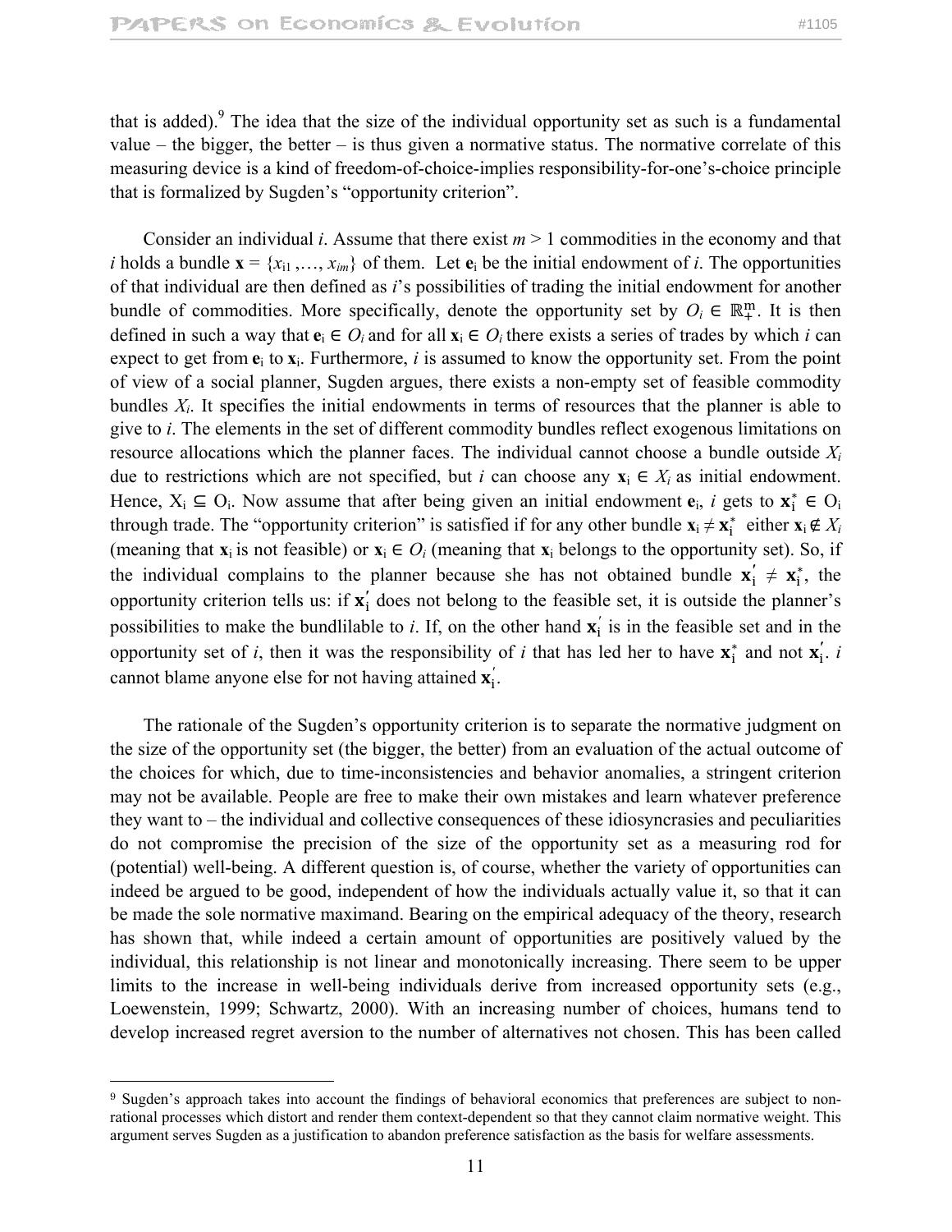that is added).[9] The idea that the size of the individual opportunity set as such is a fundamental value – the bigger, the better – is thus given a normative status. The normative correlate of this measuring device is a kind of freedom-of-choice-implies responsibility-for-one's-choice principle that is formalized by Sugden's "opportunity criterion".

Consider an individual *i*. Assume that there exist $m > 1$ commodities in the economy and that *i* holds a bundle $\mathbf{x} = \{x_{i1}, \ldots, x_{im}\}$ of them. Let $\mathbf{e}_i$ be the initial endowment of *i*. The opportunities of that individual are then defined as *i*'s possibilities of trading the initial endowment for another bundle of commodities. More specifically, denote the opportunity set by $O_i \in \mathbb{R}^m_+$. It is then defined in such a way that $\mathbf{e}_i \in O_i$ and for all $\mathbf{x}_i \in O_i$ there exists a series of trades by which *i* can expect to get from $\mathbf{e}_i$ to $\mathbf{x}_i$. Furthermore, *i* is assumed to know the opportunity set. From the point of view of a social planner, Sugden argues, there exists a non-empty set of feasible commodity bundles $X_i$. It specifies the initial endowments in terms of resources that the planner is able to give to *i*. The elements in the set of different commodity bundles reflect exogenous limitations on resource allocations which the planner faces. The individual cannot choose a bundle outside $X_i$ due to restrictions which are not specified, but *i* can choose any $\mathbf{x}_i \in X_i$ as initial endowment. Hence, $X_i \subseteq O_i$. Now assume that after being given an initial endowment $\mathbf{e}_i$, *i* gets to $\mathbf{x}_i^* \in O_i$ through trade. The "opportunity criterion" is satisfied if for any other bundle $\mathbf{x}_i \neq \mathbf{x}_i^*$ either $\mathbf{x}_i \notin X_i$ (meaning that $\mathbf{x}_i$ is not feasible) or $\mathbf{x}_i \in O_i$ (meaning that $\mathbf{x}_i$ belongs to the opportunity set). So, if the individual complains to the planner because she has not obtained bundle $\mathbf{x}_i' \neq \mathbf{x}_i^*$, the opportunity criterion tells us: if $\mathbf{x}_i'$ does not belong to the feasible set, it is outside the planner's possibilities to make the bundlilable to *i*. If, on the other hand $\mathbf{x}_i'$ is in the feasible set and in the opportunity set of *i*, then it was the responsibility of *i* that has led her to have $\mathbf{x}_i^*$ and not $\mathbf{x}_i'$. *i* cannot blame anyone else for not having attained $\mathbf{x}_i'$.

The rationale of the Sugden's opportunity criterion is to separate the normative judgment on the size of the opportunity set (the bigger, the better) from an evaluation of the actual outcome of the choices for which, due to time-inconsistencies and behavior anomalies, a stringent criterion may not be available. People are free to make their own mistakes and learn whatever preference they want to – the individual and collective consequences of these idiosyncrasies and peculiarities do not compromise the precision of the size of the opportunity set as a measuring rod for (potential) well-being. A different question is, of course, whether the variety of opportunities can indeed be argued to be good, independent of how the individuals actually value it, so that it can be made the sole normative maximand. Bearing on the empirical adequacy of the theory, research has shown that, while indeed a certain amount of opportunities are positively valued by the individual, this relationship is not linear and monotonically increasing. There seem to be upper limits to the increase in well-being individuals derive from increased opportunity sets (e.g., Loewenstein, 1999; Schwartz, 2000). With an increasing number of choices, humans tend to develop increased regret aversion to the number of alternatives not chosen. This has been called

---

[9] Sugden's approach takes into account the findings of behavioral economics that preferences are subject to non-rational processes which distort and render them context-dependent so that they cannot claim normative weight. This argument serves Sugden as a justification to abandon preference satisfaction as the basis for welfare assessments.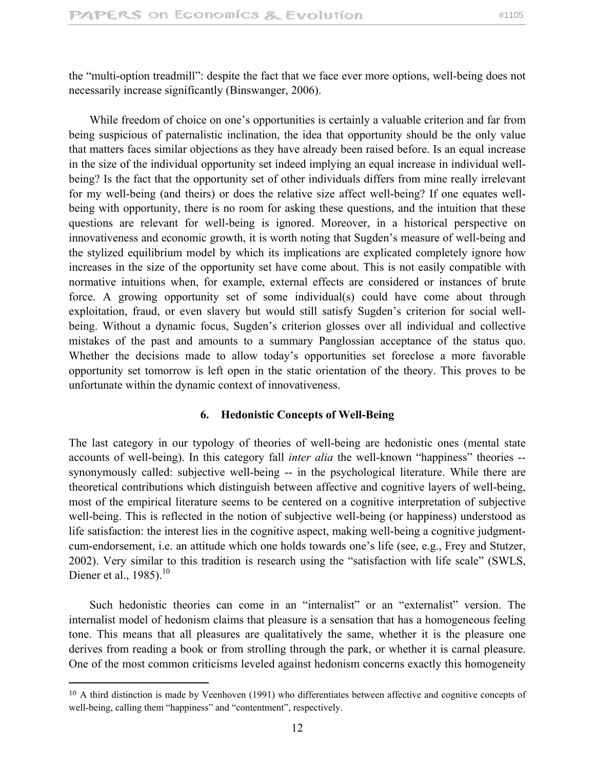the "multi-option treadmill": despite the fact that we face ever more options, well-being does not necessarily increase significantly (Binswanger, 2006).

While freedom of choice on one's opportunities is certainly a valuable criterion and far from being suspicious of paternalistic inclination, the idea that opportunity should be the only value that matters faces similar objections as they have already been raised before. Is an equal increase in the size of the individual opportunity set indeed implying an equal increase in individual well-being? Is the fact that the opportunity set of other individuals differs from mine really irrelevant for my well-being (and theirs) or does the relative size affect well-being? If one equates well-being with opportunity, there is no room for asking these questions, and the intuition that these questions are relevant for well-being is ignored. Moreover, in a historical perspective on innovativeness and economic growth, it is worth noting that Sugden's measure of well-being and the stylized equilibrium model by which its implications are explicated completely ignore how increases in the size of the opportunity set have come about. This is not easily compatible with normative intuitions when, for example, external effects are considered or instances of brute force. A growing opportunity set of some individual(s) could have come about through exploitation, fraud, or even slavery but would still satisfy Sugden's criterion for social well-being. Without a dynamic focus, Sugden's criterion glosses over all individual and collective mistakes of the past and amounts to a summary Panglossian acceptance of the status quo. Whether the decisions made to allow today's opportunities set foreclose a more favorable opportunity set tomorrow is left open in the static orientation of the theory. This proves to be unfortunate within the dynamic context of innovativeness.

## 6. Hedonistic Concepts of Well-Being

The last category in our typology of theories of well-being are hedonistic ones (mental state accounts of well-being). In this category fall *inter alia* the well-known "happiness" theories -- synonymously called: subjective well-being -- in the psychological literature. While there are theoretical contributions which distinguish between affective and cognitive layers of well-being, most of the empirical literature seems to be centered on a cognitive interpretation of subjective well-being. This is reflected in the notion of subjective well-being (or happiness) understood as life satisfaction: the interest lies in the cognitive aspect, making well-being a cognitive judgment-cum-endorsement, i.e. an attitude which one holds towards one's life (see, e.g., Frey and Stutzer, 2002). Very similar to this tradition is research using the "satisfaction with life scale" (SWLS, Diener et al., 1985).[10]

Such hedonistic theories can come in an "internalist" or an "externalist" version. The internalist model of hedonism claims that pleasure is a sensation that has a homogeneous feeling tone. This means that all pleasures are qualitatively the same, whether it is the pleasure one derives from reading a book or from strolling through the park, or whether it is carnal pleasure. One of the most common criticisms leveled against hedonism concerns exactly this homogeneity

[10] A third distinction is made by Veenhoven (1991) who differentiates between affective and cognitive concepts of well-being, calling them "happiness" and "contentment", respectively.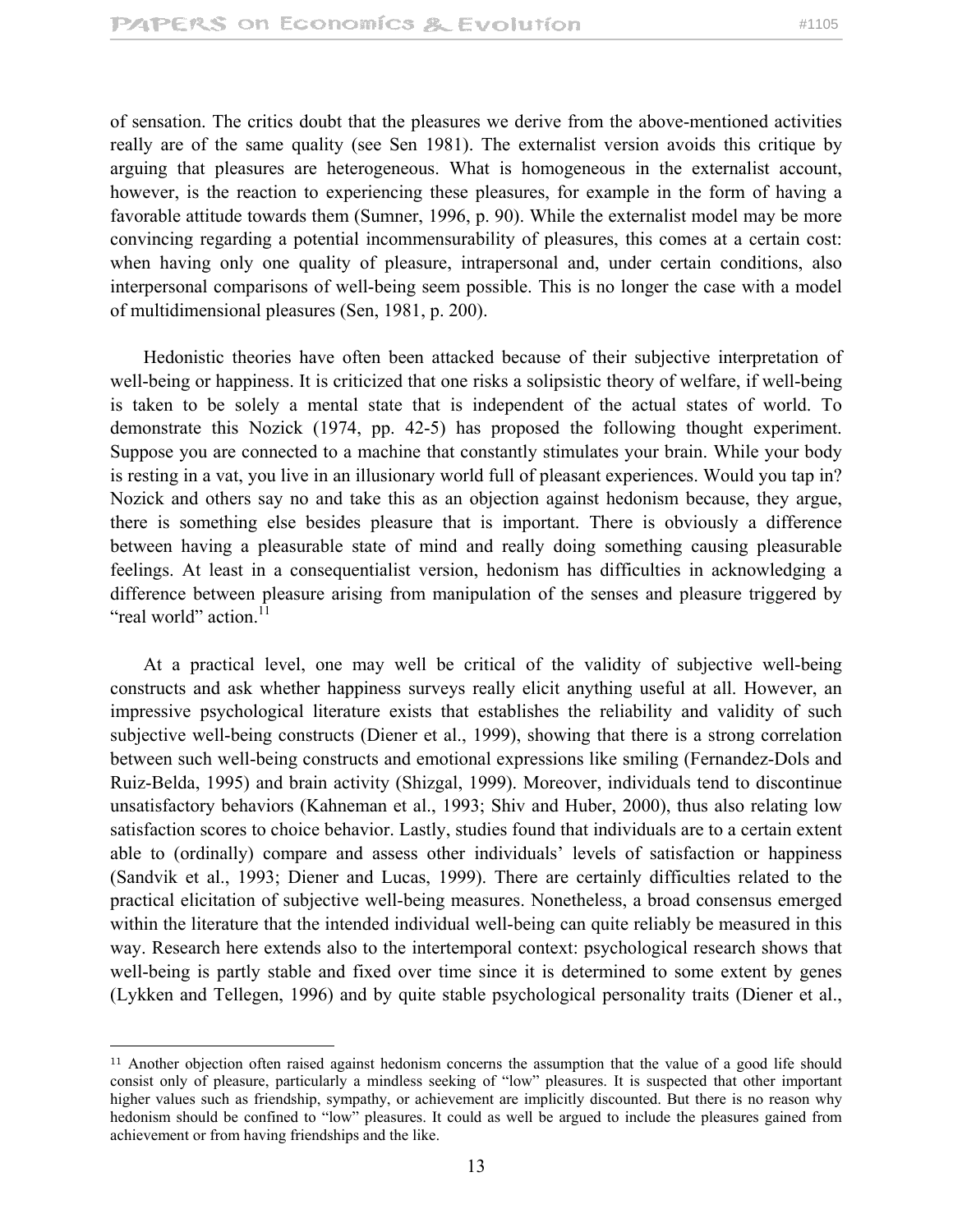of sensation. The critics doubt that the pleasures we derive from the above-mentioned activities really are of the same quality (see Sen 1981). The externalist version avoids this critique by arguing that pleasures are heterogeneous. What is homogeneous in the externalist account, however, is the reaction to experiencing these pleasures, for example in the form of having a favorable attitude towards them (Sumner, 1996, p. 90). While the externalist model may be more convincing regarding a potential incommensurability of pleasures, this comes at a certain cost: when having only one quality of pleasure, intrapersonal and, under certain conditions, also interpersonal comparisons of well-being seem possible. This is no longer the case with a model of multidimensional pleasures (Sen, 1981, p. 200).

Hedonistic theories have often been attacked because of their subjective interpretation of well-being or happiness. It is criticized that one risks a solipsistic theory of welfare, if well-being is taken to be solely a mental state that is independent of the actual states of world. To demonstrate this Nozick (1974, pp. 42-5) has proposed the following thought experiment. Suppose you are connected to a machine that constantly stimulates your brain. While your body is resting in a vat, you live in an illusionary world full of pleasant experiences. Would you tap in? Nozick and others say no and take this as an objection against hedonism because, they argue, there is something else besides pleasure that is important. There is obviously a difference between having a pleasurable state of mind and really doing something causing pleasurable feelings. At least in a consequentialist version, hedonism has difficulties in acknowledging a difference between pleasure arising from manipulation of the senses and pleasure triggered by "real world" action.[11]

At a practical level, one may well be critical of the validity of subjective well-being constructs and ask whether happiness surveys really elicit anything useful at all. However, an impressive psychological literature exists that establishes the reliability and validity of such subjective well-being constructs (Diener et al., 1999), showing that there is a strong correlation between such well-being constructs and emotional expressions like smiling (Fernandez-Dols and Ruiz-Belda, 1995) and brain activity (Shizgal, 1999). Moreover, individuals tend to discontinue unsatisfactory behaviors (Kahneman et al., 1993; Shiv and Huber, 2000), thus also relating low satisfaction scores to choice behavior. Lastly, studies found that individuals are to a certain extent able to (ordinally) compare and assess other individuals' levels of satisfaction or happiness (Sandvik et al., 1993; Diener and Lucas, 1999). There are certainly difficulties related to the practical elicitation of subjective well-being measures. Nonetheless, a broad consensus emerged within the literature that the intended individual well-being can quite reliably be measured in this way. Research here extends also to the intertemporal context: psychological research shows that well-being is partly stable and fixed over time since it is determined to some extent by genes (Lykken and Tellegen, 1996) and by quite stable psychological personality traits (Diener et al.,

---

[11] Another objection often raised against hedonism concerns the assumption that the value of a good life should consist only of pleasure, particularly a mindless seeking of "low" pleasures. It is suspected that other important higher values such as friendship, sympathy, or achievement are implicitly discounted. But there is no reason why hedonism should be confined to "low" pleasures. It could as well be argued to include the pleasures gained from achievement or from having friendships and the like.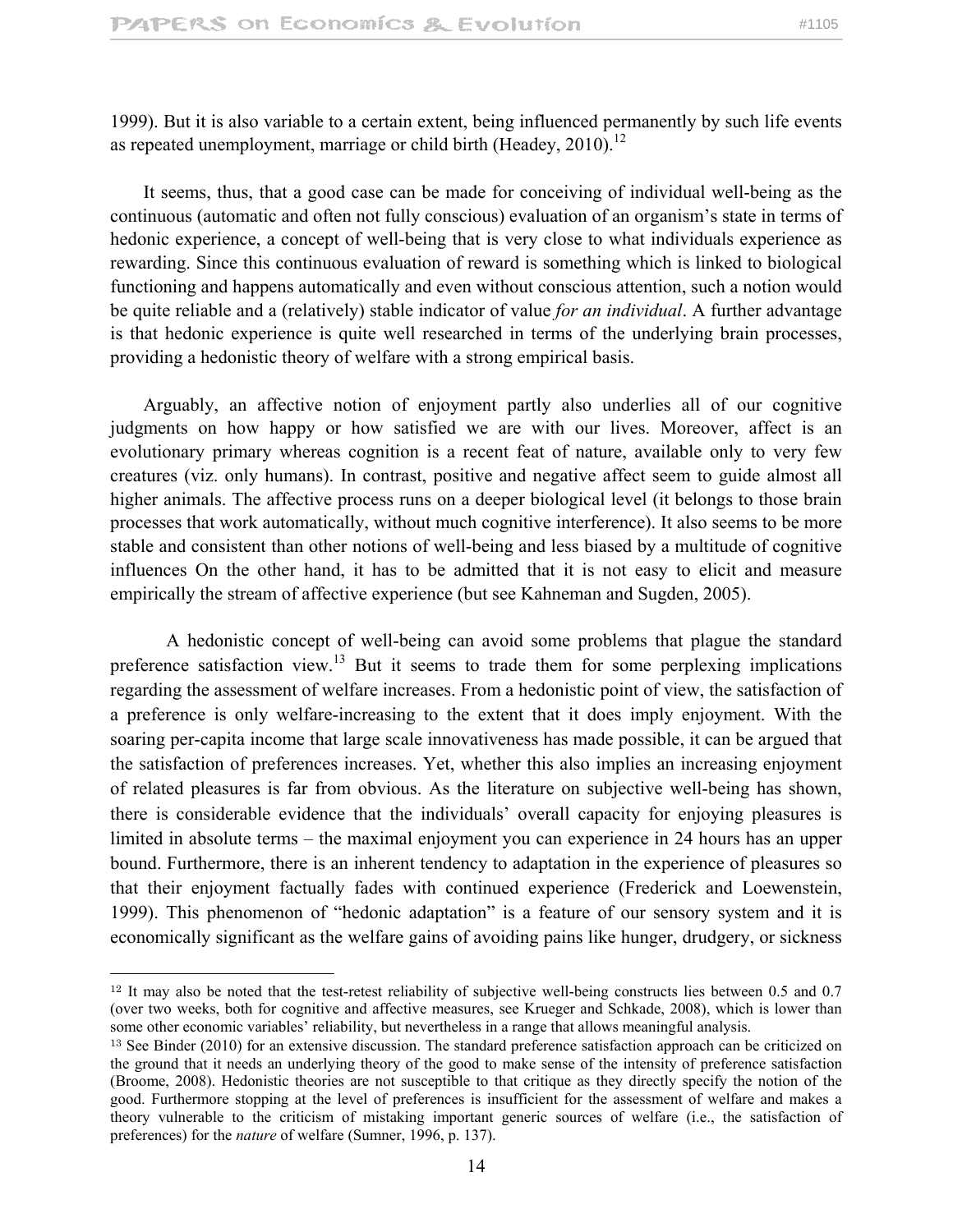1999). But it is also variable to a certain extent, being influenced permanently by such life events as repeated unemployment, marriage or child birth (Headey, 2010).[12]

It seems, thus, that a good case can be made for conceiving of individual well-being as the continuous (automatic and often not fully conscious) evaluation of an organism's state in terms of hedonic experience, a concept of well-being that is very close to what individuals experience as rewarding. Since this continuous evaluation of reward is something which is linked to biological functioning and happens automatically and even without conscious attention, such a notion would be quite reliable and a (relatively) stable indicator of value *for an individual*. A further advantage is that hedonic experience is quite well researched in terms of the underlying brain processes, providing a hedonistic theory of welfare with a strong empirical basis.

Arguably, an affective notion of enjoyment partly also underlies all of our cognitive judgments on how happy or how satisfied we are with our lives. Moreover, affect is an evolutionary primary whereas cognition is a recent feat of nature, available only to very few creatures (viz. only humans). In contrast, positive and negative affect seem to guide almost all higher animals. The affective process runs on a deeper biological level (it belongs to those brain processes that work automatically, without much cognitive interference). It also seems to be more stable and consistent than other notions of well-being and less biased by a multitude of cognitive influences On the other hand, it has to be admitted that it is not easy to elicit and measure empirically the stream of affective experience (but see Kahneman and Sugden, 2005).

A hedonistic concept of well-being can avoid some problems that plague the standard preference satisfaction view.[13] But it seems to trade them for some perplexing implications regarding the assessment of welfare increases. From a hedonistic point of view, the satisfaction of a preference is only welfare-increasing to the extent that it does imply enjoyment. With the soaring per-capita income that large scale innovativeness has made possible, it can be argued that the satisfaction of preferences increases. Yet, whether this also implies an increasing enjoyment of related pleasures is far from obvious. As the literature on subjective well-being has shown, there is considerable evidence that the individuals' overall capacity for enjoying pleasures is limited in absolute terms – the maximal enjoyment you can experience in 24 hours has an upper bound. Furthermore, there is an inherent tendency to adaptation in the experience of pleasures so that their enjoyment factually fades with continued experience (Frederick and Loewenstein, 1999). This phenomenon of "hedonic adaptation" is a feature of our sensory system and it is economically significant as the welfare gains of avoiding pains like hunger, drudgery, or sickness

---

[12] It may also be noted that the test-retest reliability of subjective well-being constructs lies between 0.5 and 0.7 (over two weeks, both for cognitive and affective measures, see Krueger and Schkade, 2008), which is lower than some other economic variables' reliability, but nevertheless in a range that allows meaningful analysis.

[13] See Binder (2010) for an extensive discussion. The standard preference satisfaction approach can be criticized on the ground that it needs an underlying theory of the good to make sense of the intensity of preference satisfaction (Broome, 2008). Hedonistic theories are not susceptible to that critique as they directly specify the notion of the good. Furthermore stopping at the level of preferences is insufficient for the assessment of welfare and makes a theory vulnerable to the criticism of mistaking important generic sources of welfare (i.e., the satisfaction of preferences) for the *nature* of welfare (Sumner, 1996, p. 137).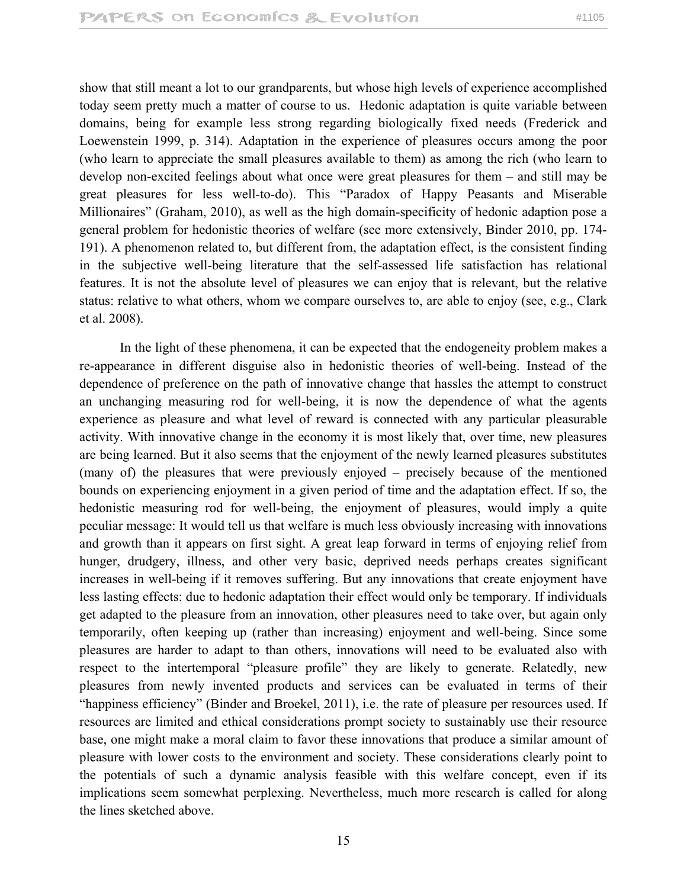show that still meant a lot to our grandparents, but whose high levels of experience accomplished today seem pretty much a matter of course to us. Hedonic adaptation is quite variable between domains, being for example less strong regarding biologically fixed needs (Frederick and Loewenstein 1999, p. 314). Adaptation in the experience of pleasures occurs among the poor (who learn to appreciate the small pleasures available to them) as among the rich (who learn to develop non-excited feelings about what once were great pleasures for them – and still may be great pleasures for less well-to-do). This "Paradox of Happy Peasants and Miserable Millionaires" (Graham, 2010), as well as the high domain-specificity of hedonic adaption pose a general problem for hedonistic theories of welfare (see more extensively, Binder 2010, pp. 174-191). A phenomenon related to, but different from, the adaptation effect, is the consistent finding in the subjective well-being literature that the self-assessed life satisfaction has relational features. It is not the absolute level of pleasures we can enjoy that is relevant, but the relative status: relative to what others, whom we compare ourselves to, are able to enjoy (see, e.g., Clark et al. 2008).

In the light of these phenomena, it can be expected that the endogeneity problem makes a re-appearance in different disguise also in hedonistic theories of well-being. Instead of the dependence of preference on the path of innovative change that hassles the attempt to construct an unchanging measuring rod for well-being, it is now the dependence of what the agents experience as pleasure and what level of reward is connected with any particular pleasurable activity. With innovative change in the economy it is most likely that, over time, new pleasures are being learned. But it also seems that the enjoyment of the newly learned pleasures substitutes (many of) the pleasures that were previously enjoyed – precisely because of the mentioned bounds on experiencing enjoyment in a given period of time and the adaptation effect. If so, the hedonistic measuring rod for well-being, the enjoyment of pleasures, would imply a quite peculiar message: It would tell us that welfare is much less obviously increasing with innovations and growth than it appears on first sight. A great leap forward in terms of enjoying relief from hunger, drudgery, illness, and other very basic, deprived needs perhaps creates significant increases in well-being if it removes suffering. But any innovations that create enjoyment have less lasting effects: due to hedonic adaptation their effect would only be temporary. If individuals get adapted to the pleasure from an innovation, other pleasures need to take over, but again only temporarily, often keeping up (rather than increasing) enjoyment and well-being. Since some pleasures are harder to adapt to than others, innovations will need to be evaluated also with respect to the intertemporal "pleasure profile" they are likely to generate. Relatedly, new pleasures from newly invented products and services can be evaluated in terms of their "happiness efficiency" (Binder and Broekel, 2011), i.e. the rate of pleasure per resources used. If resources are limited and ethical considerations prompt society to sustainably use their resource base, one might make a moral claim to favor these innovations that produce a similar amount of pleasure with lower costs to the environment and society. These considerations clearly point to the potentials of such a dynamic analysis feasible with this welfare concept, even if its implications seem somewhat perplexing. Nevertheless, much more research is called for along the lines sketched above.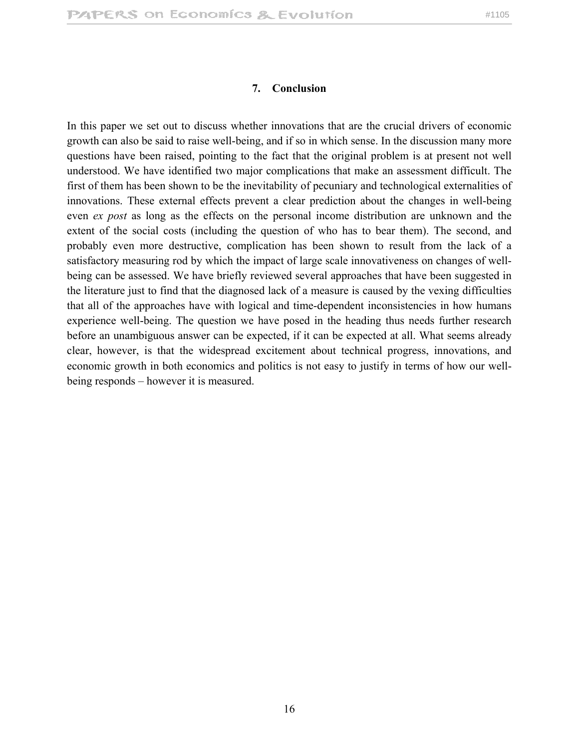## 7. Conclusion

In this paper we set out to discuss whether innovations that are the crucial drivers of economic growth can also be said to raise well-being, and if so in which sense. In the discussion many more questions have been raised, pointing to the fact that the original problem is at present not well understood. We have identified two major complications that make an assessment difficult. The first of them has been shown to be the inevitability of pecuniary and technological externalities of innovations. These external effects prevent a clear prediction about the changes in well-being even *ex post* as long as the effects on the personal income distribution are unknown and the extent of the social costs (including the question of who has to bear them). The second, and probably even more destructive, complication has been shown to result from the lack of a satisfactory measuring rod by which the impact of large scale innovativeness on changes of well-being can be assessed. We have briefly reviewed several approaches that have been suggested in the literature just to find that the diagnosed lack of a measure is caused by the vexing difficulties that all of the approaches have with logical and time-dependent inconsistencies in how humans experience well-being. The question we have posed in the heading thus needs further research before an unambiguous answer can be expected, if it can be expected at all. What seems already clear, however, is that the widespread excitement about technical progress, innovations, and economic growth in both economics and politics is not easy to justify in terms of how our well-being responds – however it is measured.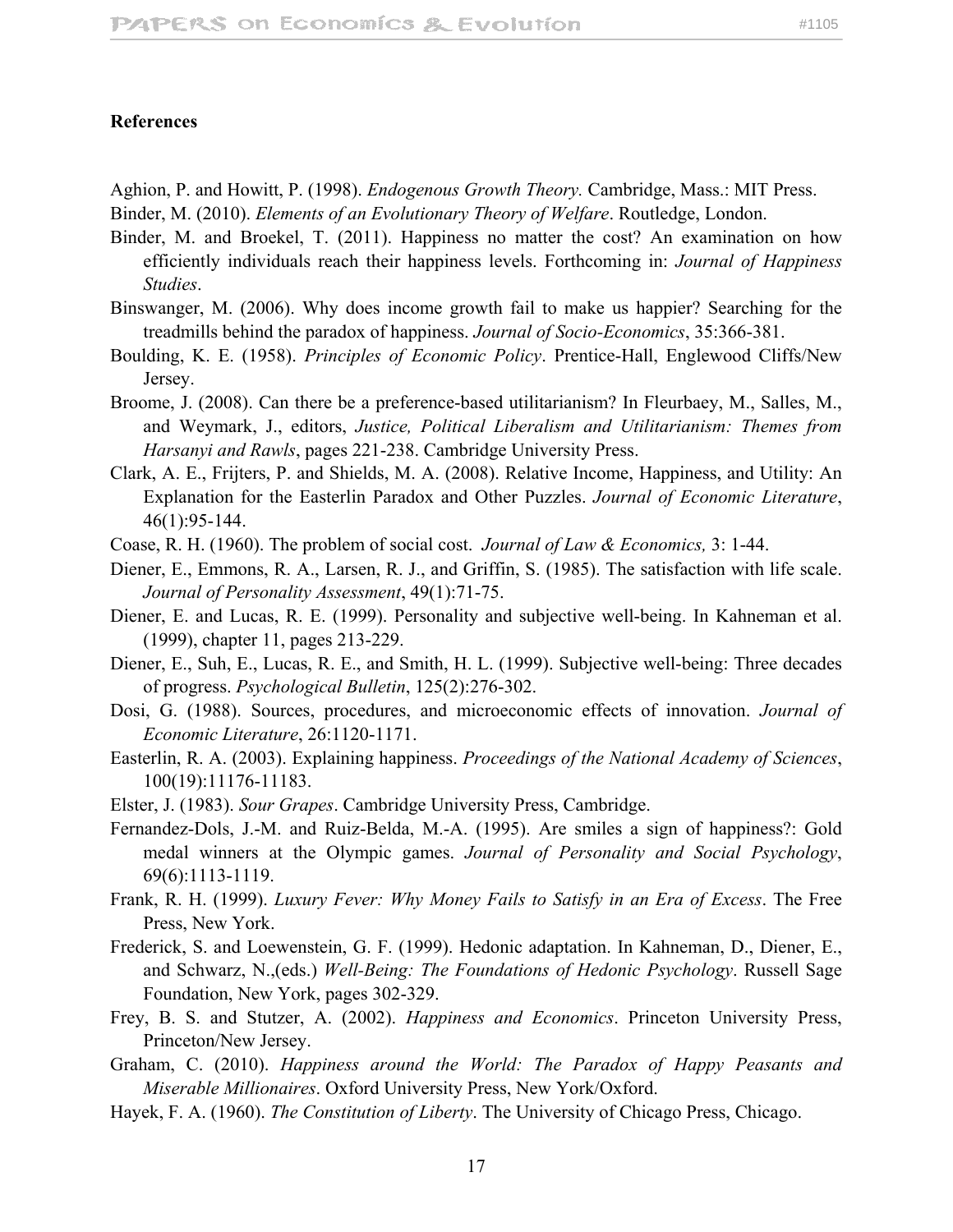**References**

Aghion, P. and Howitt, P. (1998). *Endogenous Growth Theory.* Cambridge, Mass.: MIT Press.

Binder, M. (2010). *Elements of an Evolutionary Theory of Welfare*. Routledge, London.

Binder, M. and Broekel, T. (2011). Happiness no matter the cost? An examination on how efficiently individuals reach their happiness levels. Forthcoming in: *Journal of Happiness Studies*.

Binswanger, M. (2006). Why does income growth fail to make us happier? Searching for the treadmills behind the paradox of happiness. *Journal of Socio-Economics*, 35:366-381.

Boulding, K. E. (1958). *Principles of Economic Policy*. Prentice-Hall, Englewood Cliffs/New Jersey.

Broome, J. (2008). Can there be a preference-based utilitarianism? In Fleurbaey, M., Salles, M., and Weymark, J., editors, *Justice, Political Liberalism and Utilitarianism: Themes from Harsanyi and Rawls*, pages 221-238. Cambridge University Press.

Clark, A. E., Frijters, P. and Shields, M. A. (2008). Relative Income, Happiness, and Utility: An Explanation for the Easterlin Paradox and Other Puzzles. *Journal of Economic Literature*, 46(1):95-144.

Coase, R. H. (1960). The problem of social cost. *Journal of Law & Economics,* 3: 1-44.

Diener, E., Emmons, R. A., Larsen, R. J., and Griffin, S. (1985). The satisfaction with life scale. *Journal of Personality Assessment*, 49(1):71-75.

Diener, E. and Lucas, R. E. (1999). Personality and subjective well-being. In Kahneman et al. (1999), chapter 11, pages 213-229.

Diener, E., Suh, E., Lucas, R. E., and Smith, H. L. (1999). Subjective well-being: Three decades of progress. *Psychological Bulletin*, 125(2):276-302.

Dosi, G. (1988). Sources, procedures, and microeconomic effects of innovation. *Journal of Economic Literature*, 26:1120-1171.

Easterlin, R. A. (2003). Explaining happiness. *Proceedings of the National Academy of Sciences*, 100(19):11176-11183.

Elster, J. (1983). *Sour Grapes*. Cambridge University Press, Cambridge.

Fernandez-Dols, J.-M. and Ruiz-Belda, M.-A. (1995). Are smiles a sign of happiness?: Gold medal winners at the Olympic games. *Journal of Personality and Social Psychology*, 69(6):1113-1119.

Frank, R. H. (1999). *Luxury Fever: Why Money Fails to Satisfy in an Era of Excess*. The Free Press, New York.

Frederick, S. and Loewenstein, G. F. (1999). Hedonic adaptation. In Kahneman, D., Diener, E., and Schwarz, N.,(eds.) *Well-Being: The Foundations of Hedonic Psychology*. Russell Sage Foundation, New York, pages 302-329.

Frey, B. S. and Stutzer, A. (2002). *Happiness and Economics*. Princeton University Press, Princeton/New Jersey.

Graham, C. (2010). *Happiness around the World: The Paradox of Happy Peasants and Miserable Millionaires*. Oxford University Press, New York/Oxford.

Hayek, F. A. (1960). *The Constitution of Liberty*. The University of Chicago Press, Chicago.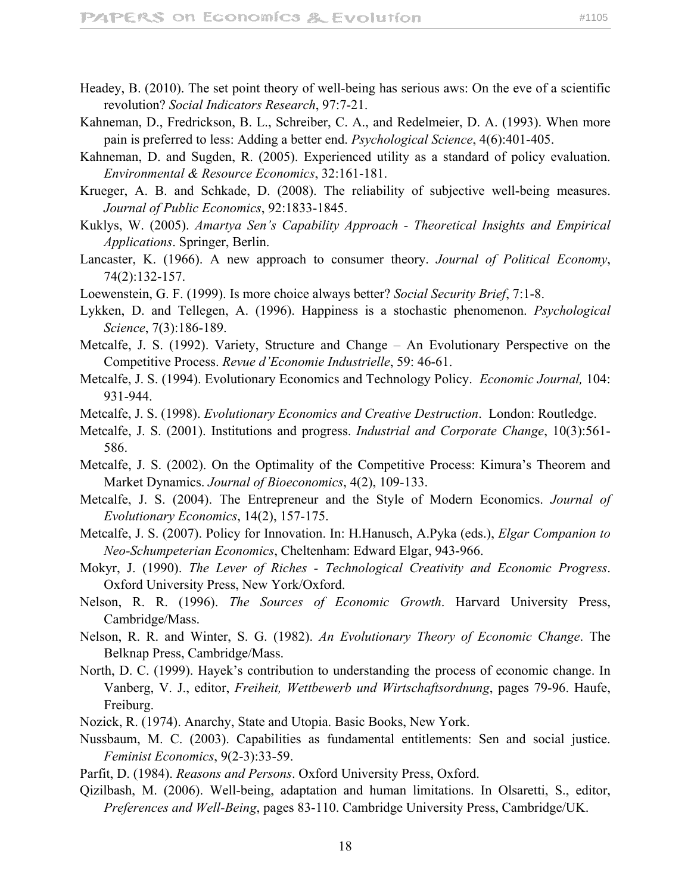Headey, B. (2010). The set point theory of well-being has serious aws: On the eve of a scientific revolution? *Social Indicators Research*, 97:7-21.

Kahneman, D., Fredrickson, B. L., Schreiber, C. A., and Redelmeier, D. A. (1993). When more pain is preferred to less: Adding a better end. *Psychological Science*, 4(6):401-405.

Kahneman, D. and Sugden, R. (2005). Experienced utility as a standard of policy evaluation. *Environmental & Resource Economics*, 32:161-181.

Krueger, A. B. and Schkade, D. (2008). The reliability of subjective well-being measures. *Journal of Public Economics*, 92:1833-1845.

Kuklys, W. (2005). *Amartya Sen's Capability Approach - Theoretical Insights and Empirical Applications*. Springer, Berlin.

Lancaster, K. (1966). A new approach to consumer theory. *Journal of Political Economy*, 74(2):132-157.

Loewenstein, G. F. (1999). Is more choice always better? *Social Security Brief*, 7:1-8.

Lykken, D. and Tellegen, A. (1996). Happiness is a stochastic phenomenon. *Psychological Science*, 7(3):186-189.

Metcalfe, J. S. (1992). Variety, Structure and Change – An Evolutionary Perspective on the Competitive Process. *Revue d'Economie Industrielle*, 59: 46-61.

Metcalfe, J. S. (1994). Evolutionary Economics and Technology Policy. *Economic Journal,* 104: 931-944.

Metcalfe, J. S. (1998). *Evolutionary Economics and Creative Destruction*. London: Routledge.

Metcalfe, J. S. (2001). Institutions and progress. *Industrial and Corporate Change*, 10(3):561-586.

Metcalfe, J. S. (2002). On the Optimality of the Competitive Process: Kimura's Theorem and Market Dynamics. *Journal of Bioeconomics*, 4(2), 109-133.

Metcalfe, J. S. (2004). The Entrepreneur and the Style of Modern Economics. *Journal of Evolutionary Economics*, 14(2), 157-175.

Metcalfe, J. S. (2007). Policy for Innovation. In: H.Hanusch, A.Pyka (eds.), *Elgar Companion to Neo-Schumpeterian Economics*, Cheltenham: Edward Elgar, 943-966.

Mokyr, J. (1990). *The Lever of Riches - Technological Creativity and Economic Progress*. Oxford University Press, New York/Oxford.

Nelson, R. R. (1996). *The Sources of Economic Growth*. Harvard University Press, Cambridge/Mass.

Nelson, R. R. and Winter, S. G. (1982). *An Evolutionary Theory of Economic Change*. The Belknap Press, Cambridge/Mass.

North, D. C. (1999). Hayek's contribution to understanding the process of economic change. In Vanberg, V. J., editor, *Freiheit, Wettbewerb und Wirtschaftsordnung*, pages 79-96. Haufe, Freiburg.

Nozick, R. (1974). Anarchy, State and Utopia. Basic Books, New York.

Nussbaum, M. C. (2003). Capabilities as fundamental entitlements: Sen and social justice. *Feminist Economics*, 9(2-3):33-59.

Parfit, D. (1984). *Reasons and Persons*. Oxford University Press, Oxford.

Qizilbash, M. (2006). Well-being, adaptation and human limitations. In Olsaretti, S., editor, *Preferences and Well-Being*, pages 83-110. Cambridge University Press, Cambridge/UK.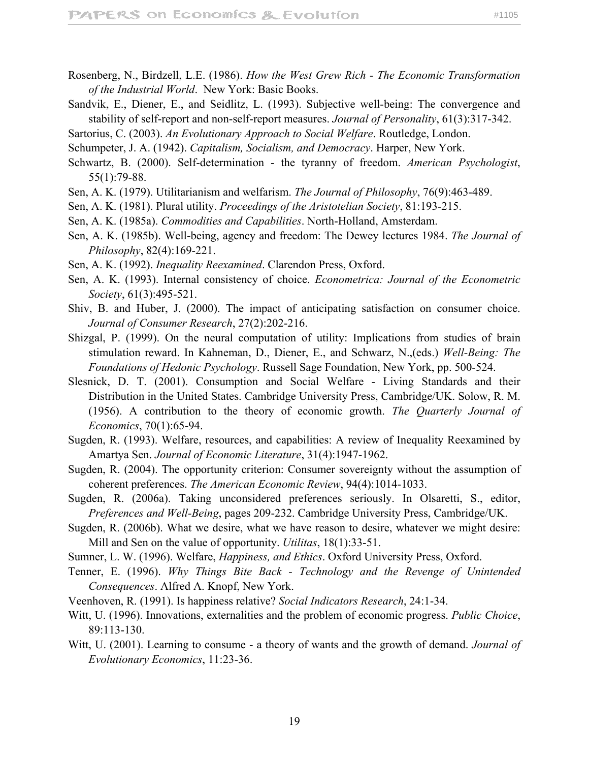Rosenberg, N., Birdzell, L.E. (1986). *How the West Grew Rich - The Economic Transformation of the Industrial World*. New York: Basic Books.

Sandvik, E., Diener, E., and Seidlitz, L. (1993). Subjective well-being: The convergence and stability of self-report and non-self-report measures. *Journal of Personality*, 61(3):317-342.

Sartorius, C. (2003). *An Evolutionary Approach to Social Welfare*. Routledge, London.

Schumpeter, J. A. (1942). *Capitalism, Socialism, and Democracy*. Harper, New York.

Schwartz, B. (2000). Self-determination - the tyranny of freedom. *American Psychologist*, 55(1):79-88.

Sen, A. K. (1979). Utilitarianism and welfarism. *The Journal of Philosophy*, 76(9):463-489.

Sen, A. K. (1981). Plural utility. *Proceedings of the Aristotelian Society*, 81:193-215.

Sen, A. K. (1985a). *Commodities and Capabilities*. North-Holland, Amsterdam.

Sen, A. K. (1985b). Well-being, agency and freedom: The Dewey lectures 1984. *The Journal of Philosophy*, 82(4):169-221.

Sen, A. K. (1992). *Inequality Reexamined*. Clarendon Press, Oxford.

Sen, A. K. (1993). Internal consistency of choice. *Econometrica: Journal of the Econometric Society*, 61(3):495-521.

Shiv, B. and Huber, J. (2000). The impact of anticipating satisfaction on consumer choice. *Journal of Consumer Research*, 27(2):202-216.

Shizgal, P. (1999). On the neural computation of utility: Implications from studies of brain stimulation reward. In Kahneman, D., Diener, E., and Schwarz, N.,(eds.) *Well-Being: The Foundations of Hedonic Psychology*. Russell Sage Foundation, New York, pp. 500-524.

Slesnick, D. T. (2001). Consumption and Social Welfare - Living Standards and their Distribution in the United States. Cambridge University Press, Cambridge/UK. Solow, R. M. (1956). A contribution to the theory of economic growth. *The Quarterly Journal of Economics*, 70(1):65-94.

Sugden, R. (1993). Welfare, resources, and capabilities: A review of Inequality Reexamined by Amartya Sen. *Journal of Economic Literature*, 31(4):1947-1962.

Sugden, R. (2004). The opportunity criterion: Consumer sovereignty without the assumption of coherent preferences. *The American Economic Review*, 94(4):1014-1033.

Sugden, R. (2006a). Taking unconsidered preferences seriously. In Olsaretti, S., editor, *Preferences and Well-Being*, pages 209-232. Cambridge University Press, Cambridge/UK.

Sugden, R. (2006b). What we desire, what we have reason to desire, whatever we might desire: Mill and Sen on the value of opportunity. *Utilitas*, 18(1):33-51.

Sumner, L. W. (1996). Welfare, *Happiness, and Ethics*. Oxford University Press, Oxford.

Tenner, E. (1996). *Why Things Bite Back - Technology and the Revenge of Unintended Consequences*. Alfred A. Knopf, New York.

Veenhoven, R. (1991). Is happiness relative? *Social Indicators Research*, 24:1-34.

Witt, U. (1996). Innovations, externalities and the problem of economic progress. *Public Choice*, 89:113-130.

Witt, U. (2001). Learning to consume - a theory of wants and the growth of demand. *Journal of Evolutionary Economics*, 11:23-36.